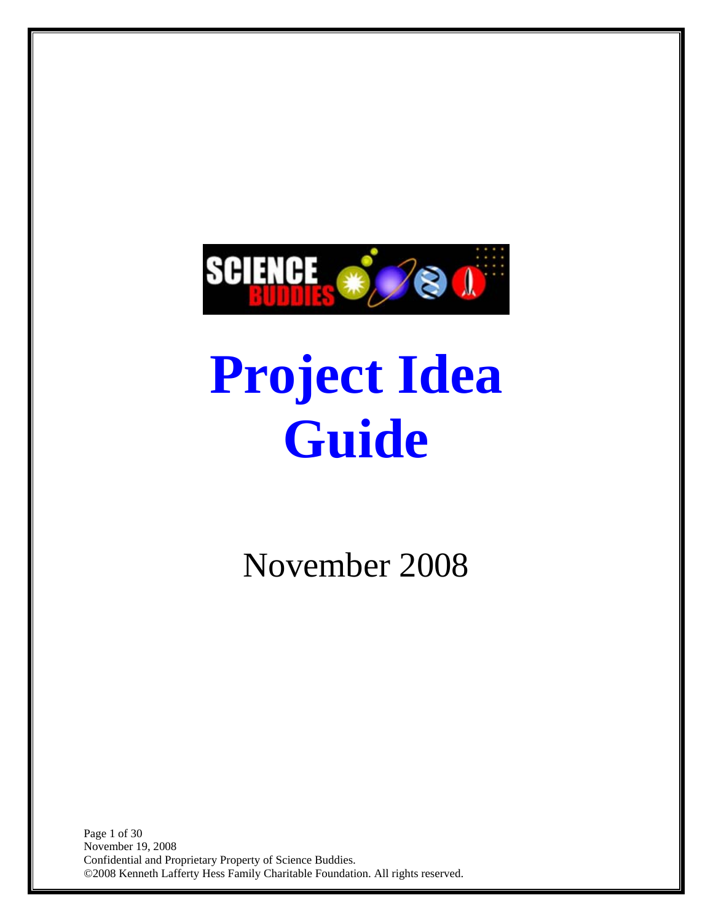# Project Idea Guide

November 2008

November 19, 2008
Confidential and Proprietary Property of Science Buddies.
©2008 Kenneth Lafferty Hess Family Charitable Foundation. All rights reserved.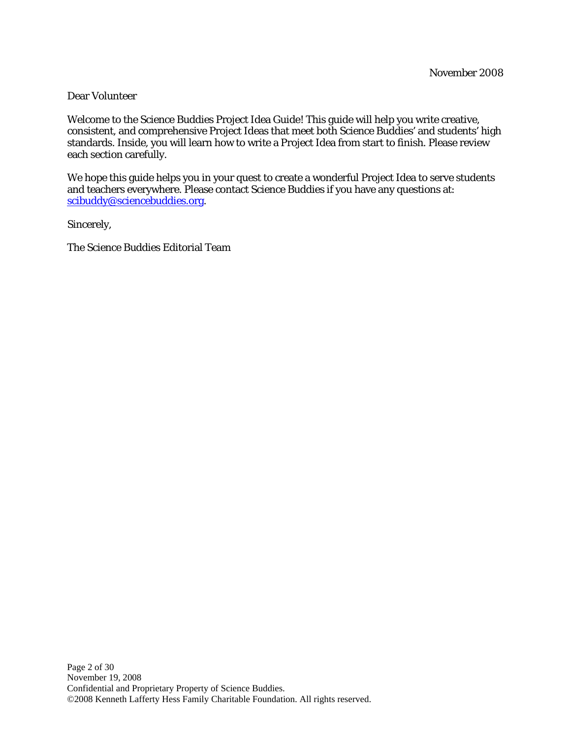November 2008

Dear Volunteer

Welcome to the Science Buddies Project Idea Guide! This guide will help you write creative, consistent, and comprehensive Project Ideas that meet both Science Buddies' and students' high standards. Inside, you will learn how to write a Project Idea from start to finish. Please review each section carefully.

We hope this guide helps you in your quest to create a wonderful Project Idea to serve students and teachers everywhere. Please contact Science Buddies if you have any questions at: [scibuddy@sciencebuddies.org](mailto:scibuddy@sciencebuddies.org).

Sincerely,

The Science Buddies Editorial Team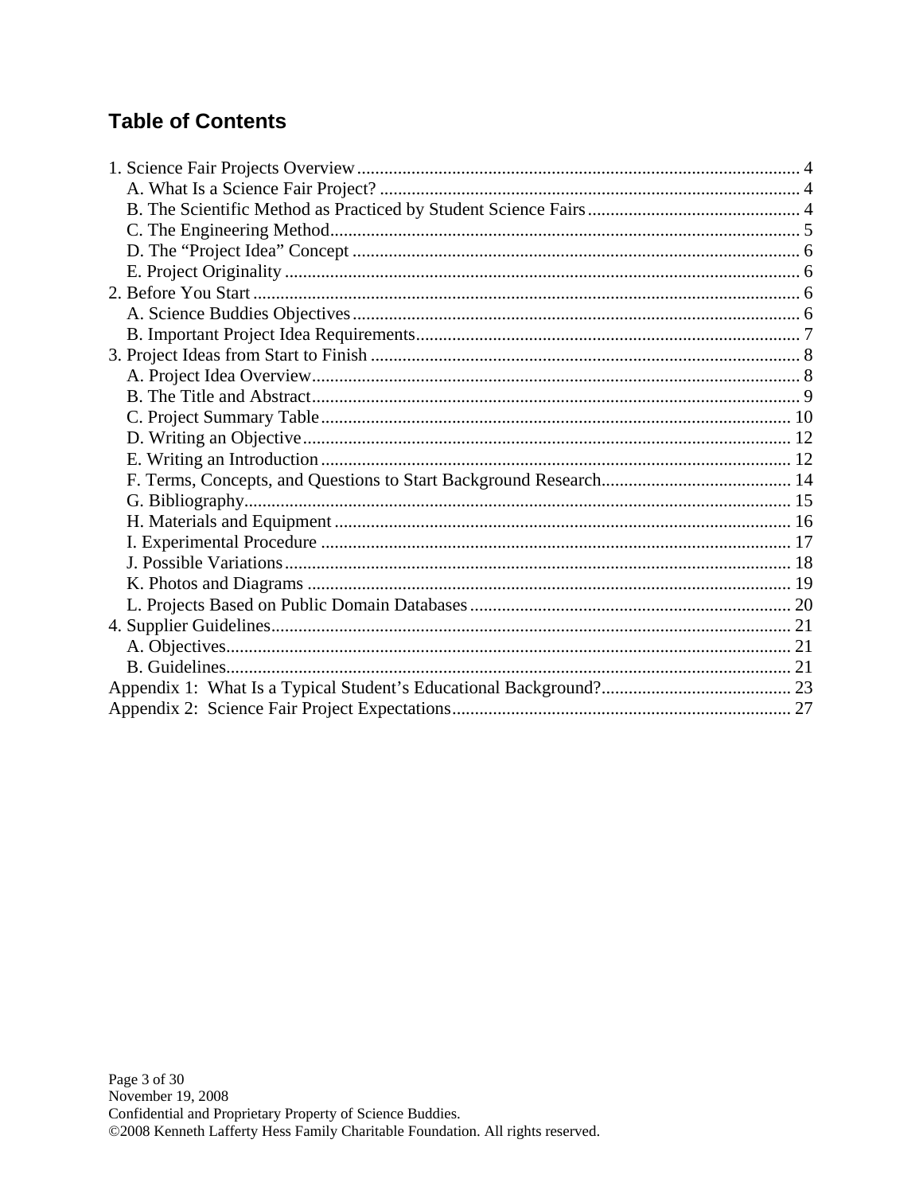## Table of Contents

1. Science Fair Projects Overview ........................................................................................ 4
   - A. What Is a Science Fair Project? ................................................................................ 4
   - B. The Scientific Method as Practiced by Student Science Fairs .................................. 4
   - C. The Engineering Method............................................................................................ 5
   - D. The "Project Idea" Concept ....................................................................................... 6
   - E. Project Originality ...................................................................................................... 6
2. Before You Start ................................................................................................................ 6
   - A. Science Buddies Objectives ....................................................................................... 6
   - B. Important Project Idea Requirements......................................................................... 7
3. Project Ideas from Start to Finish ..................................................................................... 8
   - A. Project Idea Overview................................................................................................ 8
   - B. The Title and Abstract................................................................................................ 9
   - C. Project Summary Table ............................................................................................ 10
   - D. Writing an Objective................................................................................................. 12
   - E. Writing an Introduction ............................................................................................ 12
   - F. Terms, Concepts, and Questions to Start Background Research.............................. 14
   - G. Bibliography............................................................................................................. 15
   - H. Materials and Equipment ......................................................................................... 16
   - I. Experimental Procedure ............................................................................................ 17
   - J. Possible Variations.................................................................................................... 18
   - K. Photos and Diagrams ............................................................................................... 19
   - L. Projects Based on Public Domain Databases ........................................................... 20
4. Supplier Guidelines.......................................................................................................... 21
   - A. Objectives................................................................................................................. 21
   - B. Guidelines................................................................................................................. 21

Appendix 1: What Is a Typical Student's Educational Background?.............................. 23

Appendix 2: Science Fair Project Expectations.................................................................. 27

November 19, 2008
Confidential and Proprietary Property of Science Buddies.
©2008 Kenneth Lafferty Hess Family Charitable Foundation. All rights reserved.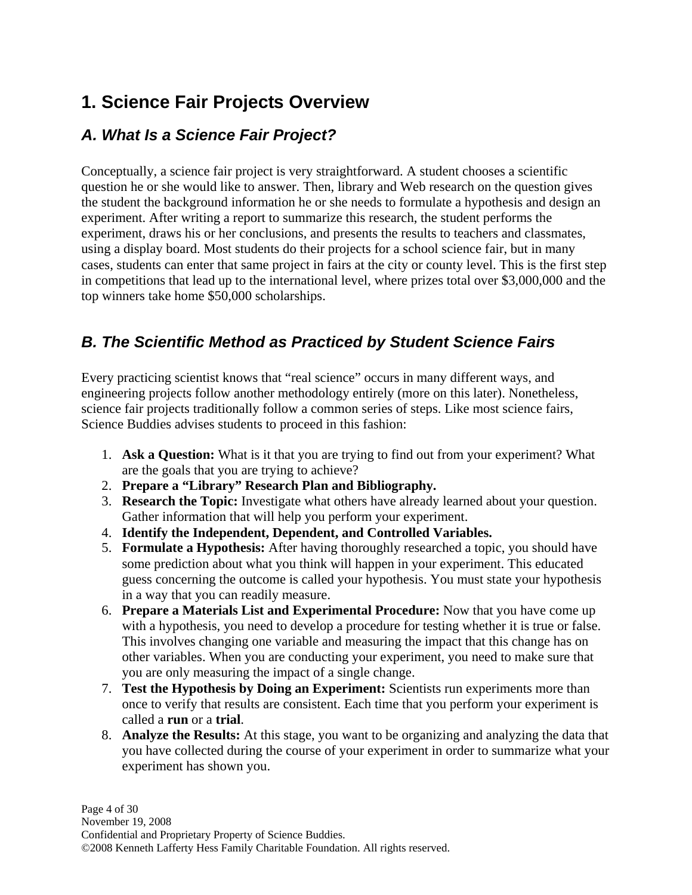# 1. Science Fair Projects Overview

## A. What Is a Science Fair Project?

Conceptually, a science fair project is very straightforward. A student chooses a scientific question he or she would like to answer. Then, library and Web research on the question gives the student the background information he or she needs to formulate a hypothesis and design an experiment. After writing a report to summarize this research, the student performs the experiment, draws his or her conclusions, and presents the results to teachers and classmates, using a display board. Most students do their projects for a school science fair, but in many cases, students can enter that same project in fairs at the city or county level. This is the first step in competitions that lead up to the international level, where prizes total over $3,000,000 and the top winners take home $50,000 scholarships.

## B. The Scientific Method as Practiced by Student Science Fairs

Every practicing scientist knows that "real science" occurs in many different ways, and engineering projects follow another methodology entirely (more on this later). Nonetheless, science fair projects traditionally follow a common series of steps. Like most science fairs, Science Buddies advises students to proceed in this fashion:

1. **Ask a Question:** What is it that you are trying to find out from your experiment? What are the goals that you are trying to achieve?
2. **Prepare a "Library" Research Plan and Bibliography.**
3. **Research the Topic:** Investigate what others have already learned about your question. Gather information that will help you perform your experiment.
4. **Identify the Independent, Dependent, and Controlled Variables.**
5. **Formulate a Hypothesis:** After having thoroughly researched a topic, you should have some prediction about what you think will happen in your experiment. This educated guess concerning the outcome is called your hypothesis. You must state your hypothesis in a way that you can readily measure.
6. **Prepare a Materials List and Experimental Procedure:** Now that you have come up with a hypothesis, you need to develop a procedure for testing whether it is true or false. This involves changing one variable and measuring the impact that this change has on other variables. When you are conducting your experiment, you need to make sure that you are only measuring the impact of a single change.
7. **Test the Hypothesis by Doing an Experiment:** Scientists run experiments more than once to verify that results are consistent. Each time that you perform your experiment is called a **run** or a **trial**.
8. **Analyze the Results:** At this stage, you want to be organizing and analyzing the data that you have collected during the course of your experiment in order to summarize what your experiment has shown you.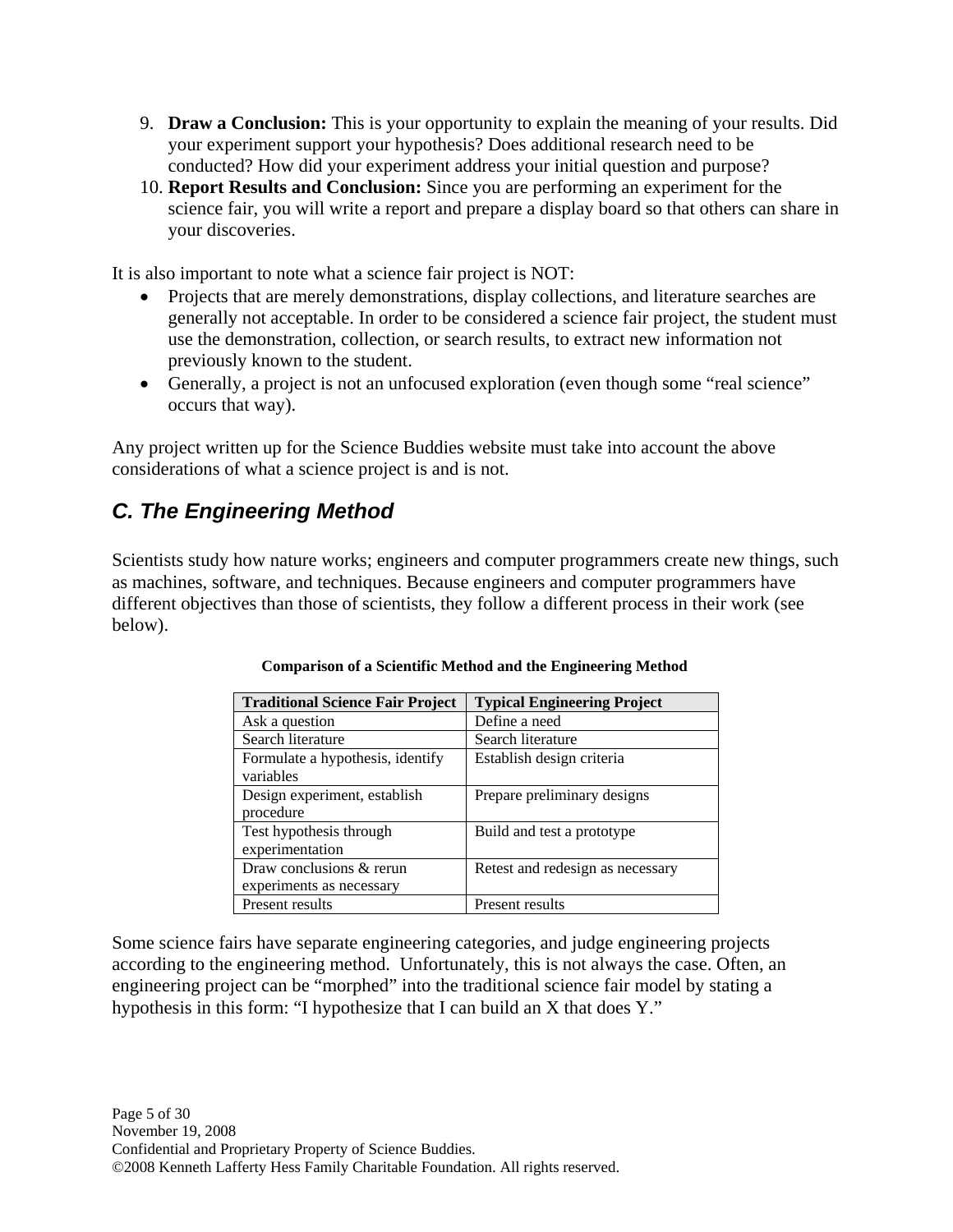9. **Draw a Conclusion:** This is your opportunity to explain the meaning of your results. Did your experiment support your hypothesis? Does additional research need to be conducted? How did your experiment address your initial question and purpose?
10. **Report Results and Conclusion:** Since you are performing an experiment for the science fair, you will write a report and prepare a display board so that others can share in your discoveries.

It is also important to note what a science fair project is NOT:

- Projects that are merely demonstrations, display collections, and literature searches are generally not acceptable. In order to be considered a science fair project, the student must use the demonstration, collection, or search results, to extract new information not previously known to the student.
- Generally, a project is not an unfocused exploration (even though some "real science" occurs that way).

Any project written up for the Science Buddies website must take into account the above considerations of what a science project is and is not.

## *C. The Engineering Method*

Scientists study how nature works; engineers and computer programmers create new things, such as machines, software, and techniques. Because engineers and computer programmers have different objectives than those of scientists, they follow a different process in their work (see below).

**Comparison of a Scientific Method and the Engineering Method**

| Traditional Science Fair Project | Typical Engineering Project |
| --- | --- |
| Ask a question | Define a need |
| Search literature | Search literature |
| Formulate a hypothesis, identify variables | Establish design criteria |
| Design experiment, establish procedure | Prepare preliminary designs |
| Test hypothesis through experimentation | Build and test a prototype |
| Draw conclusions & rerun experiments as necessary | Retest and redesign as necessary |
| Present results | Present results |

Some science fairs have separate engineering categories, and judge engineering projects according to the engineering method. Unfortunately, this is not always the case. Often, an engineering project can be "morphed" into the traditional science fair model by stating a hypothesis in this form: "I hypothesize that I can build an X that does Y."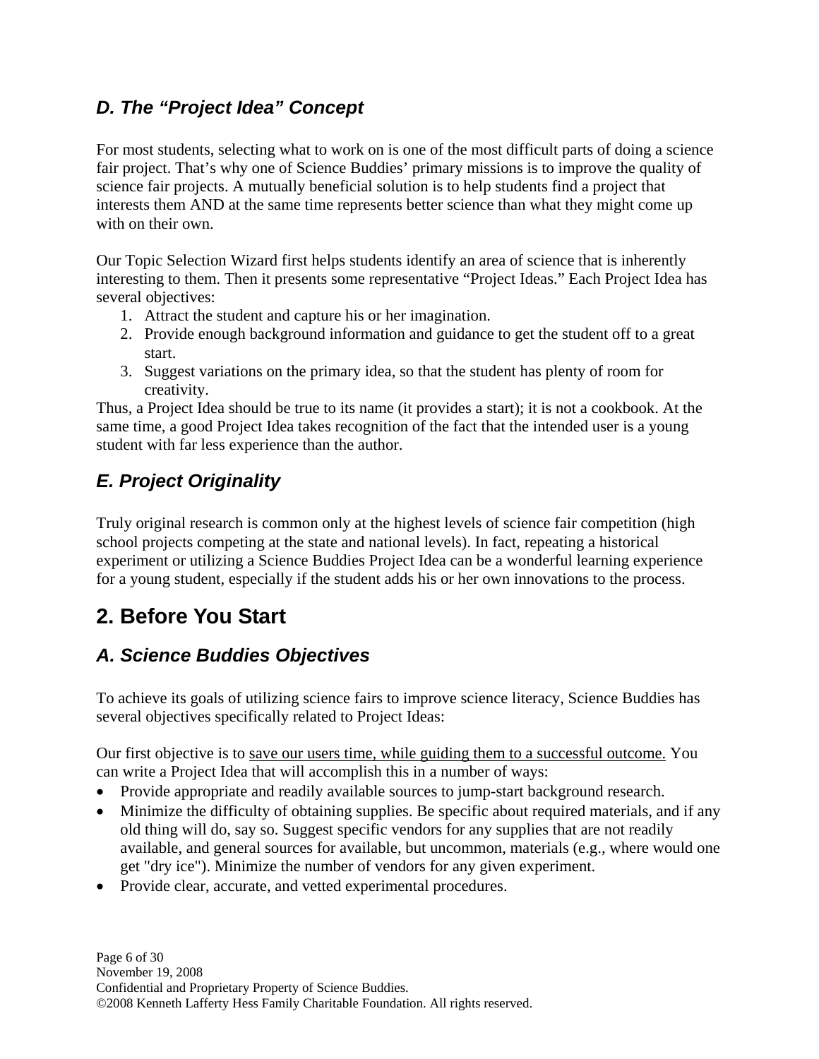### *D. The “Project Idea” Concept*

For most students, selecting what to work on is one of the most difficult parts of doing a science fair project. That’s why one of Science Buddies’ primary missions is to improve the quality of science fair projects. A mutually beneficial solution is to help students find a project that interests them AND at the same time represents better science than what they might come up with on their own.

Our Topic Selection Wizard first helps students identify an area of science that is inherently interesting to them. Then it presents some representative “Project Ideas.” Each Project Idea has several objectives:

1. Attract the student and capture his or her imagination.
2. Provide enough background information and guidance to get the student off to a great start.
3. Suggest variations on the primary idea, so that the student has plenty of room for creativity.

Thus, a Project Idea should be true to its name (it provides a start); it is not a cookbook. At the same time, a good Project Idea takes recognition of the fact that the intended user is a young student with far less experience than the author.

### *E. Project Originality*

Truly original research is common only at the highest levels of science fair competition (high school projects competing at the state and national levels). In fact, repeating a historical experiment or utilizing a Science Buddies Project Idea can be a wonderful learning experience for a young student, especially if the student adds his or her own innovations to the process.

## 2. Before You Start

### *A. Science Buddies Objectives*

To achieve its goals of utilizing science fairs to improve science literacy, Science Buddies has several objectives specifically related to Project Ideas:

Our first objective is to <u>save our users time, while guiding them to a successful outcome.</u> You can write a Project Idea that will accomplish this in a number of ways:

- Provide appropriate and readily available sources to jump-start background research.
- Minimize the difficulty of obtaining supplies. Be specific about required materials, and if any old thing will do, say so. Suggest specific vendors for any supplies that are not readily available, and general sources for available, but uncommon, materials (e.g., where would one get "dry ice"). Minimize the number of vendors for any given experiment.
- Provide clear, accurate, and vetted experimental procedures.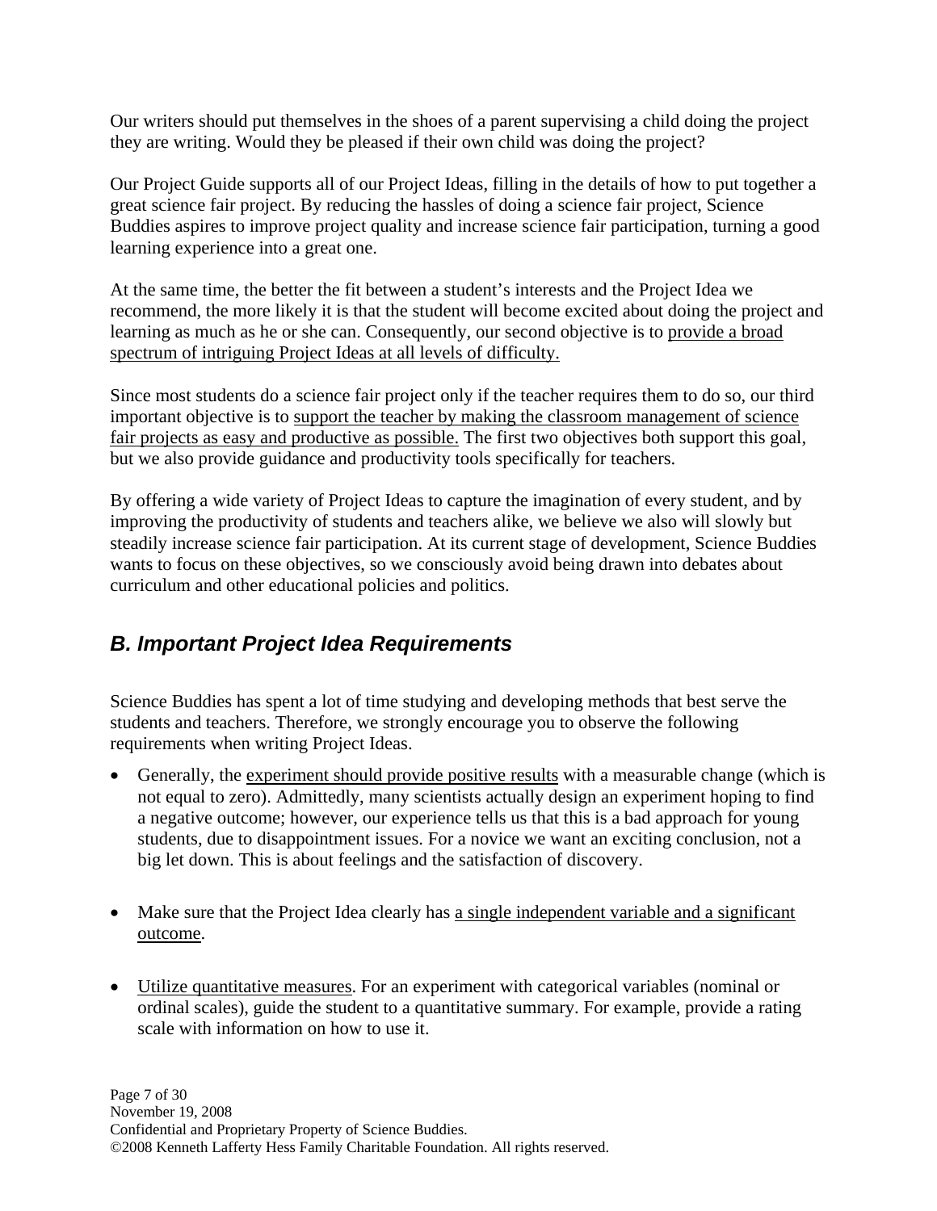Our writers should put themselves in the shoes of a parent supervising a child doing the project they are writing. Would they be pleased if their own child was doing the project?

Our Project Guide supports all of our Project Ideas, filling in the details of how to put together a great science fair project. By reducing the hassles of doing a science fair project, Science Buddies aspires to improve project quality and increase science fair participation, turning a good learning experience into a great one.

At the same time, the better the fit between a student's interests and the Project Idea we recommend, the more likely it is that the student will become excited about doing the project and learning as much as he or she can. Consequently, our second objective is to <u>provide a broad spectrum of intriguing Project Ideas at all levels of difficulty.</u>

Since most students do a science fair project only if the teacher requires them to do so, our third important objective is to <u>support the teacher by making the classroom management of science fair projects as easy and productive as possible.</u> The first two objectives both support this goal, but we also provide guidance and productivity tools specifically for teachers.

By offering a wide variety of Project Ideas to capture the imagination of every student, and by improving the productivity of students and teachers alike, we believe we also will slowly but steadily increase science fair participation. At its current stage of development, Science Buddies wants to focus on these objectives, so we consciously avoid being drawn into debates about curriculum and other educational policies and politics.

## *B. Important Project Idea Requirements*

Science Buddies has spent a lot of time studying and developing methods that best serve the students and teachers. Therefore, we strongly encourage you to observe the following requirements when writing Project Ideas.

- Generally, the <u>experiment should provide positive results</u> with a measurable change (which is not equal to zero). Admittedly, many scientists actually design an experiment hoping to find a negative outcome; however, our experience tells us that this is a bad approach for young students, due to disappointment issues. For a novice we want an exciting conclusion, not a big let down. This is about feelings and the satisfaction of discovery.

- Make sure that the Project Idea clearly has <u>a single independent variable and a significant outcome</u>.

- <u>Utilize quantitative measures</u>. For an experiment with categorical variables (nominal or ordinal scales), guide the student to a quantitative summary. For example, provide a rating scale with information on how to use it.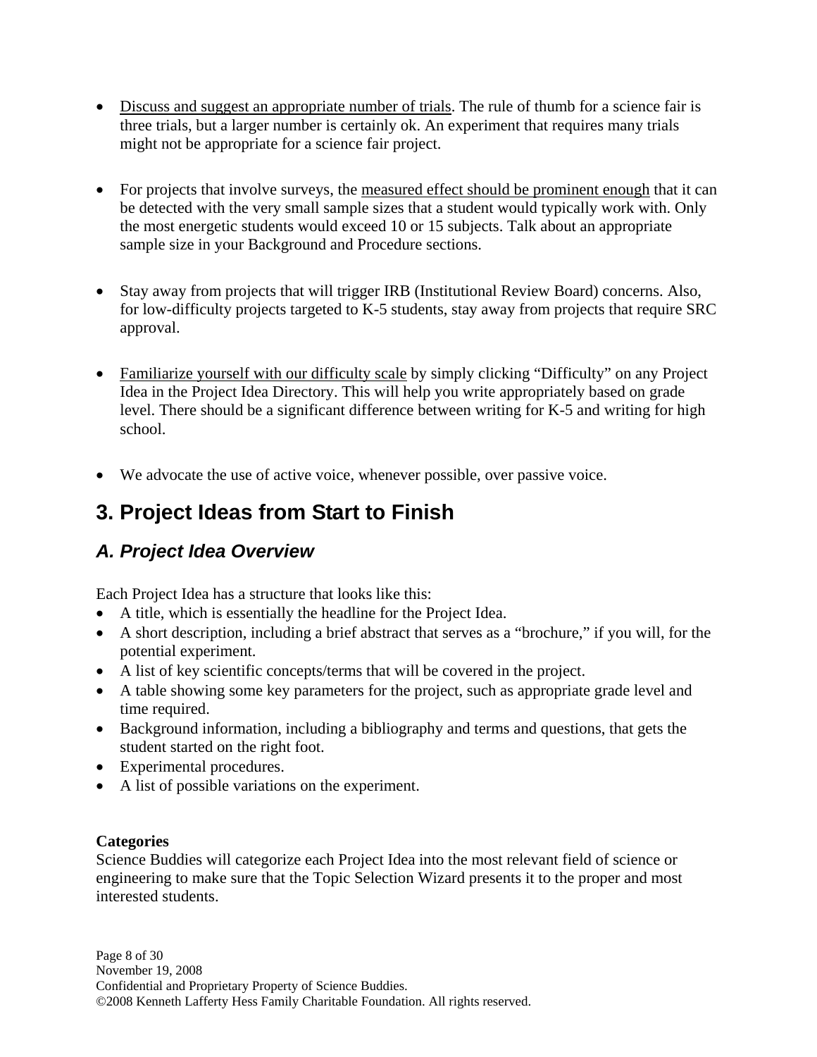- Discuss and suggest an appropriate number of trials. The rule of thumb for a science fair is three trials, but a larger number is certainly ok. An experiment that requires many trials might not be appropriate for a science fair project.

- For projects that involve surveys, the measured effect should be prominent enough that it can be detected with the very small sample sizes that a student would typically work with. Only the most energetic students would exceed 10 or 15 subjects. Talk about an appropriate sample size in your Background and Procedure sections.

- Stay away from projects that will trigger IRB (Institutional Review Board) concerns. Also, for low-difficulty projects targeted to K-5 students, stay away from projects that require SRC approval.

- Familiarize yourself with our difficulty scale by simply clicking "Difficulty" on any Project Idea in the Project Idea Directory. This will help you write appropriately based on grade level. There should be a significant difference between writing for K-5 and writing for high school.

- We advocate the use of active voice, whenever possible, over passive voice.

## 3. Project Ideas from Start to Finish

### *A. Project Idea Overview*

Each Project Idea has a structure that looks like this:

- A title, which is essentially the headline for the Project Idea.
- A short description, including a brief abstract that serves as a "brochure," if you will, for the potential experiment.
- A list of key scientific concepts/terms that will be covered in the project.
- A table showing some key parameters for the project, such as appropriate grade level and time required.
- Background information, including a bibliography and terms and questions, that gets the student started on the right foot.
- Experimental procedures.
- A list of possible variations on the experiment.

**Categories**

Science Buddies will categorize each Project Idea into the most relevant field of science or engineering to make sure that the Topic Selection Wizard presents it to the proper and most interested students.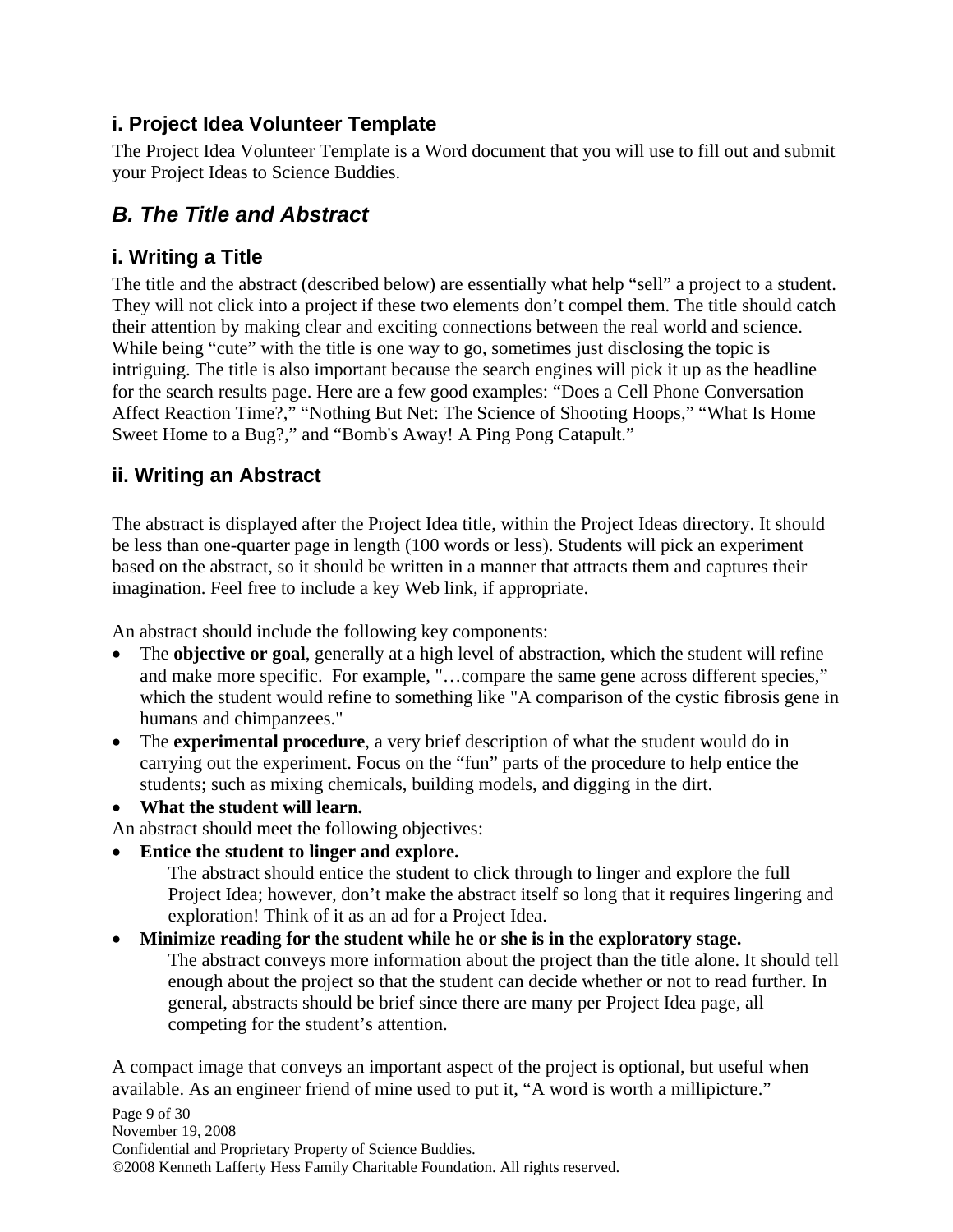### i. Project Idea Volunteer Template

The Project Idea Volunteer Template is a Word document that you will use to fill out and submit your Project Ideas to Science Buddies.

## *B. The Title and Abstract*

### i. Writing a Title

The title and the abstract (described below) are essentially what help "sell" a project to a student. They will not click into a project if these two elements don't compel them. The title should catch their attention by making clear and exciting connections between the real world and science. While being "cute" with the title is one way to go, sometimes just disclosing the topic is intriguing. The title is also important because the search engines will pick it up as the headline for the search results page. Here are a few good examples: "Does a Cell Phone Conversation Affect Reaction Time?," "Nothing But Net: The Science of Shooting Hoops," "What Is Home Sweet Home to a Bug?," and "Bomb's Away! A Ping Pong Catapult."

### ii. Writing an Abstract

The abstract is displayed after the Project Idea title, within the Project Ideas directory. It should be less than one-quarter page in length (100 words or less). Students will pick an experiment based on the abstract, so it should be written in a manner that attracts them and captures their imagination. Feel free to include a key Web link, if appropriate.

An abstract should include the following key components:

- The **objective or goal**, generally at a high level of abstraction, which the student will refine and make more specific. For example, "…compare the same gene across different species," which the student would refine to something like "A comparison of the cystic fibrosis gene in humans and chimpanzees."
- The **experimental procedure**, a very brief description of what the student would do in carrying out the experiment. Focus on the "fun" parts of the procedure to help entice the students; such as mixing chemicals, building models, and digging in the dirt.
- **What the student will learn.**

An abstract should meet the following objectives:

- **Entice the student to linger and explore.**
  The abstract should entice the student to click through to linger and explore the full Project Idea; however, don't make the abstract itself so long that it requires lingering and exploration! Think of it as an ad for a Project Idea.
- **Minimize reading for the student while he or she is in the exploratory stage.**
  The abstract conveys more information about the project than the title alone. It should tell enough about the project so that the student can decide whether or not to read further. In general, abstracts should be brief since there are many per Project Idea page, all competing for the student's attention.

A compact image that conveys an important aspect of the project is optional, but useful when available. As an engineer friend of mine used to put it, "A word is worth a millipicture."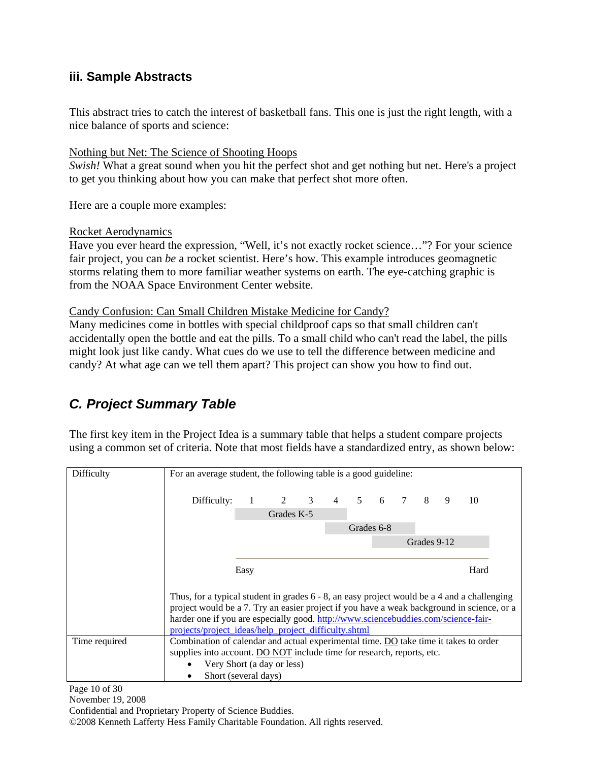### iii. Sample Abstracts

This abstract tries to catch the interest of basketball fans. This one is just the right length, with a nice balance of sports and science:

Nothing but Net: The Science of Shooting Hoops
*Swish!* What a great sound when you hit the perfect shot and get nothing but net. Here's a project to get you thinking about how you can make that perfect shot more often.

Here are a couple more examples:

Rocket Aerodynamics
Have you ever heard the expression, "Well, it's not exactly rocket science…"? For your science fair project, you can *be* a rocket scientist. Here's how. This example introduces geomagnetic storms relating them to more familiar weather systems on earth. The eye-catching graphic is from the NOAA Space Environment Center website.

Candy Confusion: Can Small Children Mistake Medicine for Candy?
Many medicines come in bottles with special childproof caps so that small children can't accidentally open the bottle and eat the pills. To a small child who can't read the label, the pills might look just like candy. What cues do we use to tell the difference between medicine and candy? At what age can we tell them apart? This project can show you how to find out.

## *C. Project Summary Table*

The first key item in the Project Idea is a summary table that helps a student compare projects using a common set of criteria. Note that most fields have a standardized entry, as shown below:

| | |
|---|---|
| Difficulty | For an average student, the following table is a good guideline:<br><br>Difficulty: 1 2 3 4 5 6 7 8 9 10<br>Grades K-5 (1–4)<br>Grades 6-8 (4–7)<br>Grades 9-12 (6–10)<br><br>Easy ——————————— Hard<br><br>Thus, for a typical student in grades 6 - 8, an easy project would be a 4 and a challenging project would be a 7. Try an easier project if you have a weak background in science, or a harder one if you are especially good. http://www.sciencebuddies.com/science-fair-projects/project_ideas/help_project_difficulty.shtml |
| Time required | Combination of calendar and actual experimental time. DO take time it takes to order supplies into account. DO NOT include time for research, reports, etc.<br>• Very Short (a day or less)<br>• Short (several days) |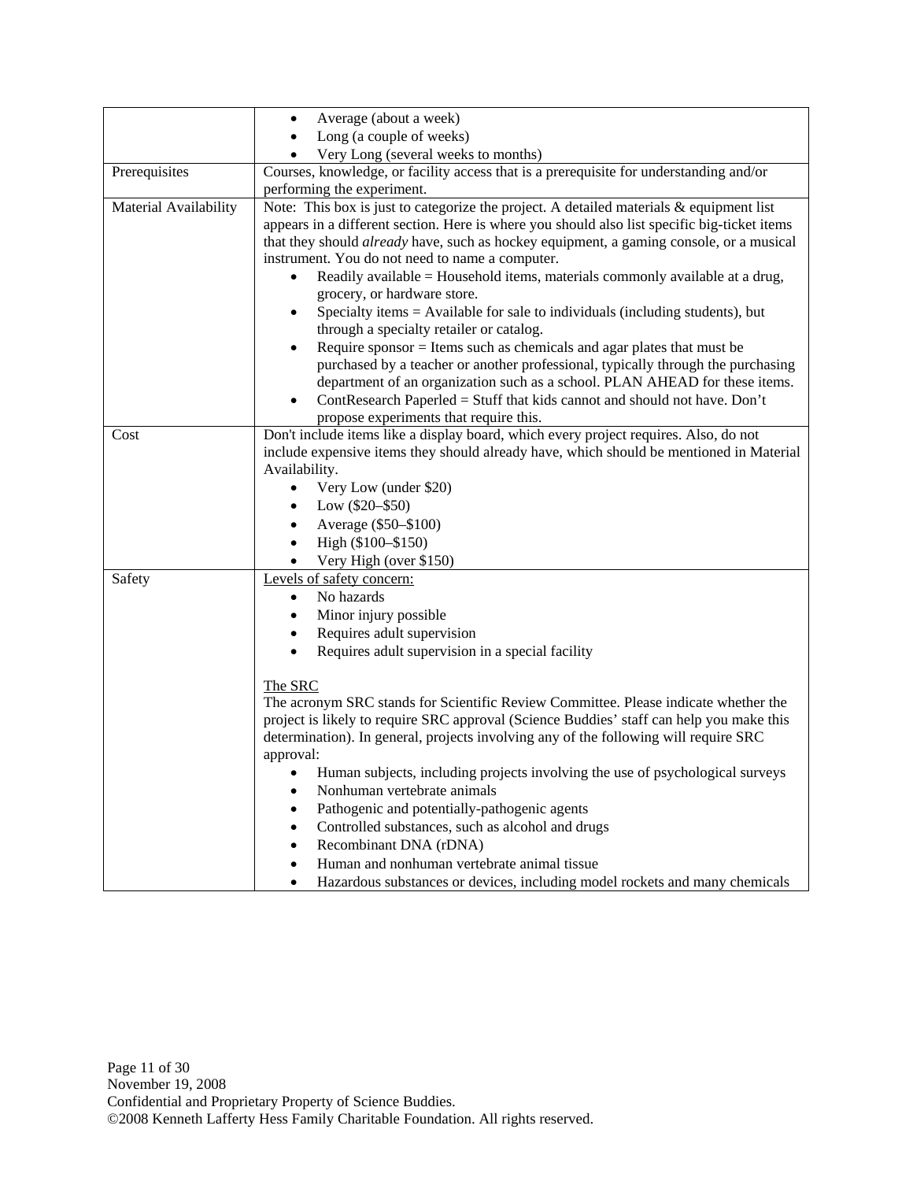| | |
|---|---|
| | • Average (about a week)<br>• Long (a couple of weeks)<br>• Very Long (several weeks to months) |
| Prerequisites | Courses, knowledge, or facility access that is a prerequisite for understanding and/or performing the experiment. |
| Material Availability | Note: This box is just to categorize the project. A detailed materials & equipment list appears in a different section. Here is where you should also list specific big-ticket items that they should *already* have, such as hockey equipment, a gaming console, or a musical instrument. You do not need to name a computer.<br>• Readily available = Household items, materials commonly available at a drug, grocery, or hardware store.<br>• Specialty items = Available for sale to individuals (including students), but through a specialty retailer or catalog.<br>• Require sponsor = Items such as chemicals and agar plates that must be purchased by a teacher or another professional, typically through the purchasing department of an organization such as a school. PLAN AHEAD for these items.<br>• ContResearch Paperled = Stuff that kids cannot and should not have. Don't propose experiments that require this. |
| Cost | Don't include items like a display board, which every project requires. Also, do not include expensive items they should already have, which should be mentioned in Material Availability.<br>• Very Low (under $20)<br>• Low ($20–$50)<br>• Average ($50–$100)<br>• High ($100–$150)<br>• Very High (over $150) |
| Safety | Levels of safety concern:<br>• No hazards<br>• Minor injury possible<br>• Requires adult supervision<br>• Requires adult supervision in a special facility<br><br>The SRC<br>The acronym SRC stands for Scientific Review Committee. Please indicate whether the project is likely to require SRC approval (Science Buddies' staff can help you make this determination). In general, projects involving any of the following will require SRC approval:<br>• Human subjects, including projects involving the use of psychological surveys<br>• Nonhuman vertebrate animals<br>• Pathogenic and potentially-pathogenic agents<br>• Controlled substances, such as alcohol and drugs<br>• Recombinant DNA (rDNA)<br>• Human and nonhuman vertebrate animal tissue<br>• Hazardous substances or devices, including model rockets and many chemicals |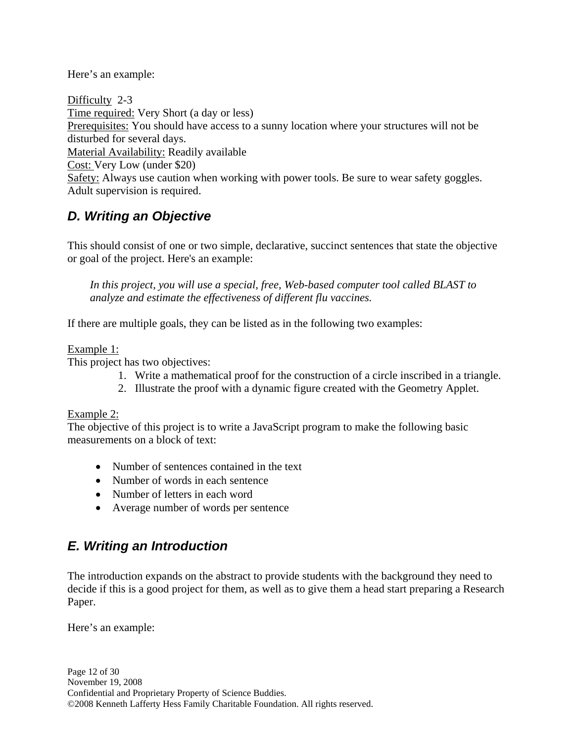Here's an example:

Difficulty 2-3
Time required: Very Short (a day or less)
Prerequisites: You should have access to a sunny location where your structures will not be disturbed for several days.
Material Availability: Readily available
Cost: Very Low (under $20)
Safety: Always use caution when working with power tools. Be sure to wear safety goggles. Adult supervision is required.

## D. Writing an Objective

This should consist of one or two simple, declarative, succinct sentences that state the objective or goal of the project. Here's an example:

> *In this project, you will use a special, free, Web-based computer tool called BLAST to analyze and estimate the effectiveness of different flu vaccines.*

If there are multiple goals, they can be listed as in the following two examples:

Example 1:
This project has two objectives:

1. Write a mathematical proof for the construction of a circle inscribed in a triangle.
2. Illustrate the proof with a dynamic figure created with the Geometry Applet.

Example 2:
The objective of this project is to write a JavaScript program to make the following basic measurements on a block of text:

- Number of sentences contained in the text
- Number of words in each sentence
- Number of letters in each word
- Average number of words per sentence

## E. Writing an Introduction

The introduction expands on the abstract to provide students with the background they need to decide if this is a good project for them, as well as to give them a head start preparing a Research Paper.

Here's an example: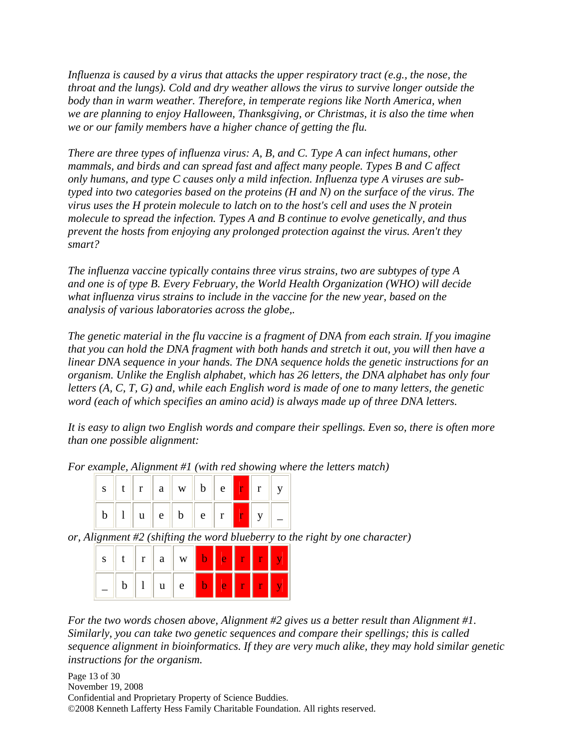*Influenza is caused by a virus that attacks the upper respiratory tract (e.g., the nose, the throat and the lungs). Cold and dry weather allows the virus to survive longer outside the body than in warm weather. Therefore, in temperate regions like North America, when we are planning to enjoy Halloween, Thanksgiving, or Christmas, it is also the time when we or our family members have a higher chance of getting the flu.*

*There are three types of influenza virus: A, B, and C. Type A can infect humans, other mammals, and birds and can spread fast and affect many people. Types B and C affect only humans, and type C causes only a mild infection. Influenza type A viruses are sub-typed into two categories based on the proteins (H and N) on the surface of the virus. The virus uses the H protein molecule to latch on to the host's cell and uses the N protein molecule to spread the infection. Types A and B continue to evolve genetically, and thus prevent the hosts from enjoying any prolonged protection against the virus. Aren't they smart?*

*The influenza vaccine typically contains three virus strains, two are subtypes of type A and one is of type B. Every February, the World Health Organization (WHO) will decide what influenza virus strains to include in the vaccine for the new year, based on the analysis of various laboratories across the globe,.*

*The genetic material in the flu vaccine is a fragment of DNA from each strain. If you imagine that you can hold the DNA fragment with both hands and stretch it out, you will then have a linear DNA sequence in your hands. The DNA sequence holds the genetic instructions for an organism. Unlike the English alphabet, which has 26 letters, the DNA alphabet has only four letters (A, C, T, G) and, while each English word is made of one to many letters, the genetic word (each of which specifies an amino acid) is always made up of three DNA letters.*

*It is easy to align two English words and compare their spellings. Even so, there is often more than one possible alignment:*

*For example, Alignment #1 (with red showing where the letters match)*

| s | t | r | a | w | b | e | r | r | y |
|---|---|---|---|---|---|---|---|---|---|
| b | l | u | e | b | e | r | r | y | _ |

*or, Alignment #2 (shifting the word blueberry to the right by one character)*

| s | t | r | a | w | b | e | r | r | y |
|---|---|---|---|---|---|---|---|---|---|
| _ | b | l | u | e | b | e | r | r | y |

*For the two words chosen above, Alignment #2 gives us a better result than Alignment #1. Similarly, you can take two genetic sequences and compare their spellings; this is called sequence alignment in bioinformatics. If they are very much alike, they may hold similar genetic instructions for the organism.*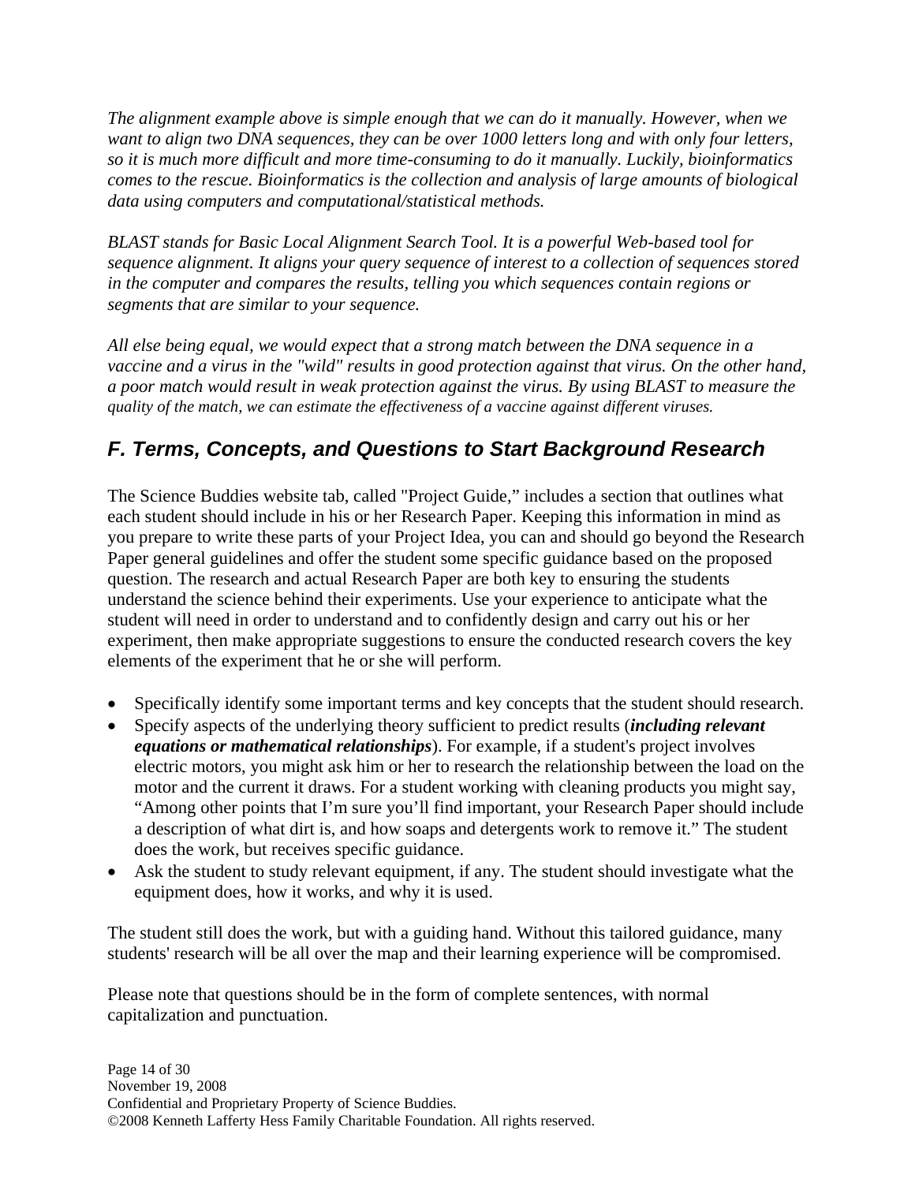*The alignment example above is simple enough that we can do it manually. However, when we want to align two DNA sequences, they can be over 1000 letters long and with only four letters, so it is much more difficult and more time-consuming to do it manually. Luckily, bioinformatics comes to the rescue. Bioinformatics is the collection and analysis of large amounts of biological data using computers and computational/statistical methods.*

*BLAST stands for Basic Local Alignment Search Tool. It is a powerful Web-based tool for sequence alignment. It aligns your query sequence of interest to a collection of sequences stored in the computer and compares the results, telling you which sequences contain regions or segments that are similar to your sequence.*

*All else being equal, we would expect that a strong match between the DNA sequence in a vaccine and a virus in the "wild" results in good protection against that virus. On the other hand, a poor match would result in weak protection against the virus. By using BLAST to measure the quality of the match, we can estimate the effectiveness of a vaccine against different viruses.*

## *F. Terms, Concepts, and Questions to Start Background Research*

The Science Buddies website tab, called "Project Guide," includes a section that outlines what each student should include in his or her Research Paper. Keeping this information in mind as you prepare to write these parts of your Project Idea, you can and should go beyond the Research Paper general guidelines and offer the student some specific guidance based on the proposed question. The research and actual Research Paper are both key to ensuring the students understand the science behind their experiments. Use your experience to anticipate what the student will need in order to understand and to confidently design and carry out his or her experiment, then make appropriate suggestions to ensure the conducted research covers the key elements of the experiment that he or she will perform.

- Specifically identify some important terms and key concepts that the student should research.
- Specify aspects of the underlying theory sufficient to predict results (***including relevant equations or mathematical relationships***). For example, if a student's project involves electric motors, you might ask him or her to research the relationship between the load on the motor and the current it draws. For a student working with cleaning products you might say, "Among other points that I'm sure you'll find important, your Research Paper should include a description of what dirt is, and how soaps and detergents work to remove it." The student does the work, but receives specific guidance.
- Ask the student to study relevant equipment, if any. The student should investigate what the equipment does, how it works, and why it is used.

The student still does the work, but with a guiding hand. Without this tailored guidance, many students' research will be all over the map and their learning experience will be compromised.

Please note that questions should be in the form of complete sentences, with normal capitalization and punctuation.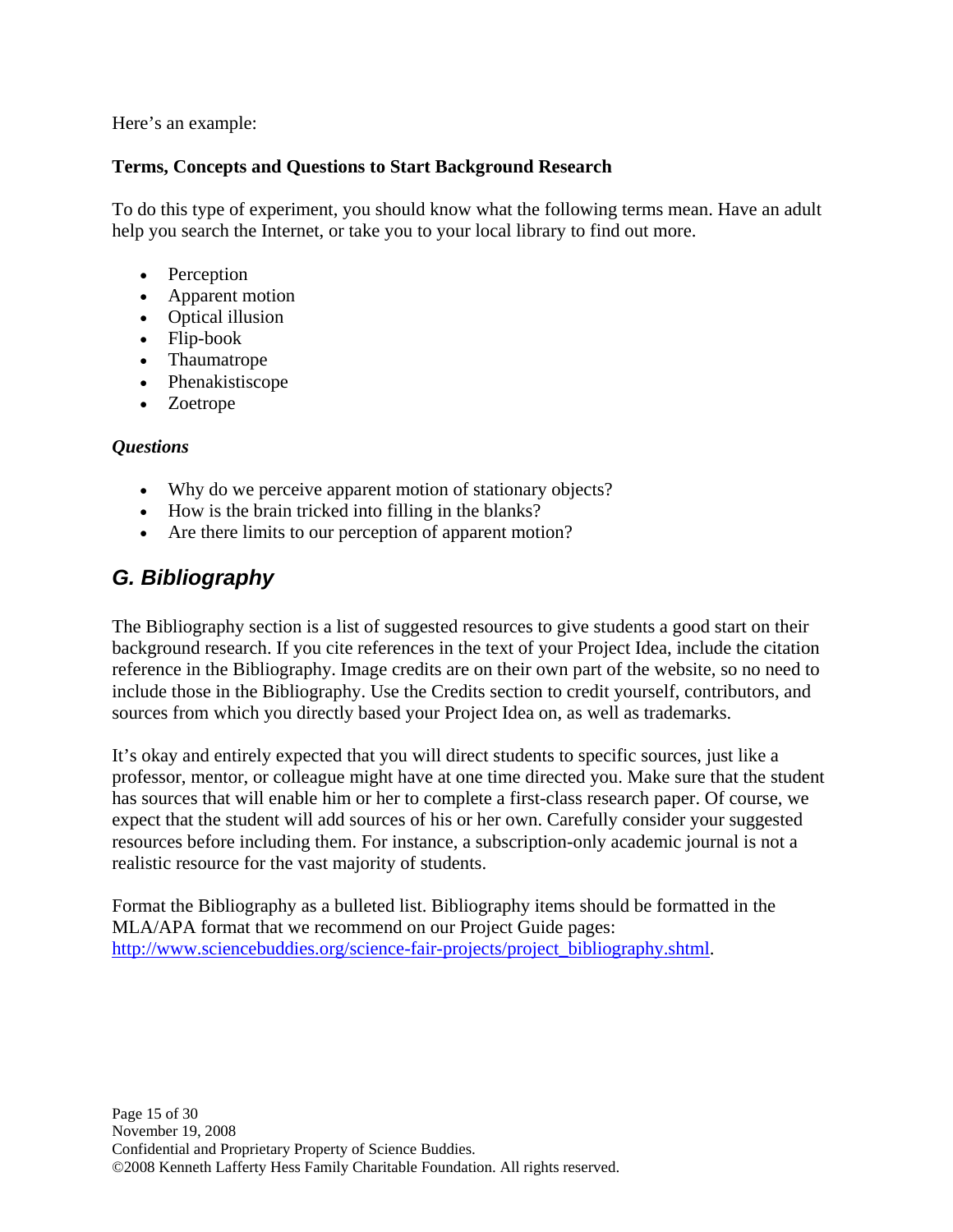Here's an example:

**Terms, Concepts and Questions to Start Background Research**

To do this type of experiment, you should know what the following terms mean. Have an adult help you search the Internet, or take you to your local library to find out more.

- Perception
- Apparent motion
- Optical illusion
- Flip-book
- Thaumatrope
- Phenakistiscope
- Zoetrope

***Questions***

- Why do we perceive apparent motion of stationary objects?
- How is the brain tricked into filling in the blanks?
- Are there limits to our perception of apparent motion?

## *G. Bibliography*

The Bibliography section is a list of suggested resources to give students a good start on their background research. If you cite references in the text of your Project Idea, include the citation reference in the Bibliography. Image credits are on their own part of the website, so no need to include those in the Bibliography. Use the Credits section to credit yourself, contributors, and sources from which you directly based your Project Idea on, as well as trademarks.

It's okay and entirely expected that you will direct students to specific sources, just like a professor, mentor, or colleague might have at one time directed you. Make sure that the student has sources that will enable him or her to complete a first-class research paper. Of course, we expect that the student will add sources of his or her own. Carefully consider your suggested resources before including them. For instance, a subscription-only academic journal is not a realistic resource for the vast majority of students.

Format the Bibliography as a bulleted list. Bibliography items should be formatted in the MLA/APA format that we recommend on our Project Guide pages: [http://www.sciencebuddies.org/science-fair-projects/project_bibliography.shtml](http://www.sciencebuddies.org/science-fair-projects/project_bibliography.shtml).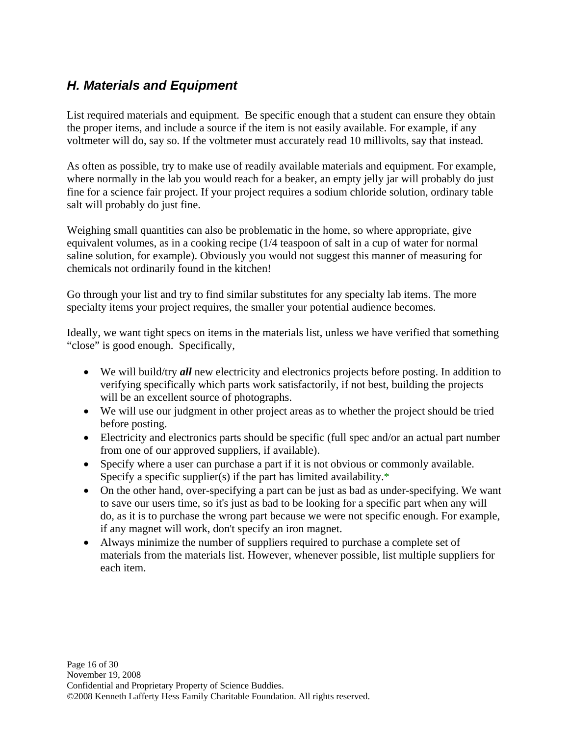## *H. Materials and Equipment*

List required materials and equipment. Be specific enough that a student can ensure they obtain the proper items, and include a source if the item is not easily available. For example, if any voltmeter will do, say so. If the voltmeter must accurately read 10 millivolts, say that instead.

As often as possible, try to make use of readily available materials and equipment. For example, where normally in the lab you would reach for a beaker, an empty jelly jar will probably do just fine for a science fair project. If your project requires a sodium chloride solution, ordinary table salt will probably do just fine.

Weighing small quantities can also be problematic in the home, so where appropriate, give equivalent volumes, as in a cooking recipe (1/4 teaspoon of salt in a cup of water for normal saline solution, for example). Obviously you would not suggest this manner of measuring for chemicals not ordinarily found in the kitchen!

Go through your list and try to find similar substitutes for any specialty lab items. The more specialty items your project requires, the smaller your potential audience becomes.

Ideally, we want tight specs on items in the materials list, unless we have verified that something "close" is good enough. Specifically,

- We will build/try ***all*** new electricity and electronics projects before posting. In addition to verifying specifically which parts work satisfactorily, if not best, building the projects will be an excellent source of photographs.
- We will use our judgment in other project areas as to whether the project should be tried before posting.
- Electricity and electronics parts should be specific (full spec and/or an actual part number from one of our approved suppliers, if available).
- Specify where a user can purchase a part if it is not obvious or commonly available. Specify a specific supplier(s) if the part has limited availability.*
- On the other hand, over-specifying a part can be just as bad as under-specifying. We want to save our users time, so it's just as bad to be looking for a specific part when any will do, as it is to purchase the wrong part because we were not specific enough. For example, if any magnet will work, don't specify an iron magnet.
- Always minimize the number of suppliers required to purchase a complete set of materials from the materials list. However, whenever possible, list multiple suppliers for each item.

November 19, 2008
Confidential and Proprietary Property of Science Buddies.
©2008 Kenneth Lafferty Hess Family Charitable Foundation. All rights reserved.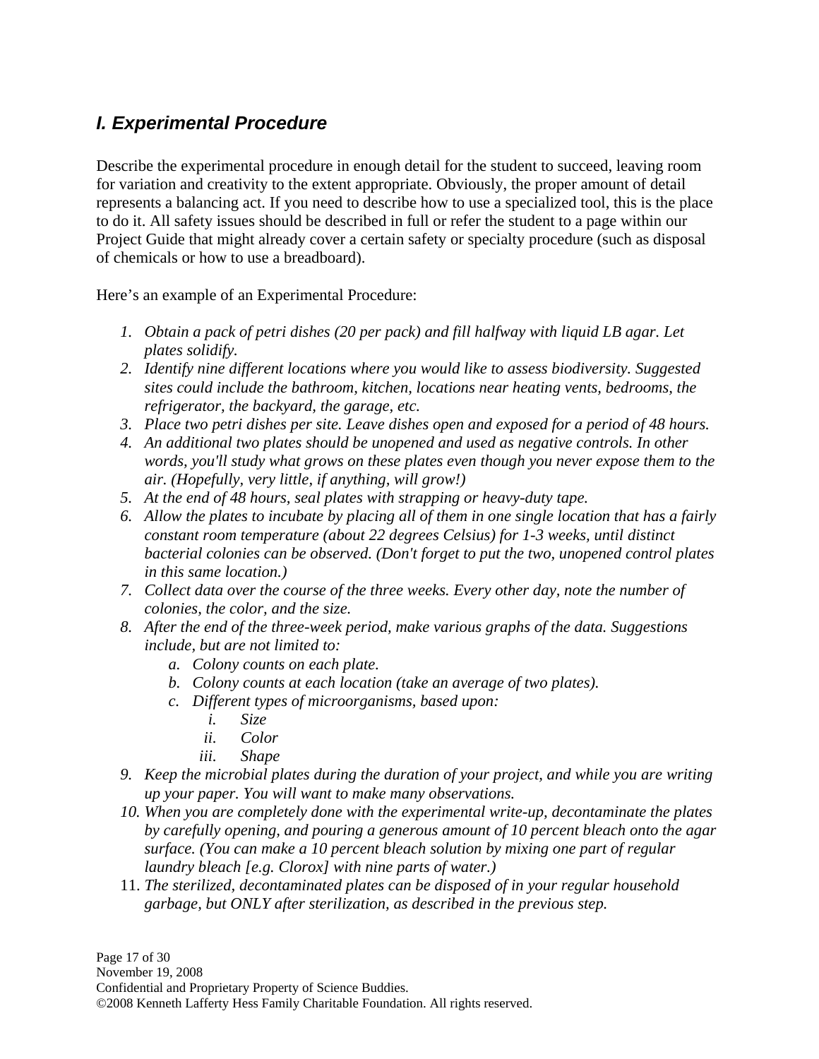## *I. Experimental Procedure*

Describe the experimental procedure in enough detail for the student to succeed, leaving room for variation and creativity to the extent appropriate. Obviously, the proper amount of detail represents a balancing act. If you need to describe how to use a specialized tool, this is the place to do it. All safety issues should be described in full or refer the student to a page within our Project Guide that might already cover a certain safety or specialty procedure (such as disposal of chemicals or how to use a breadboard).

Here's an example of an Experimental Procedure:

1. *Obtain a pack of petri dishes (20 per pack) and fill halfway with liquid LB agar. Let plates solidify.*
2. *Identify nine different locations where you would like to assess biodiversity. Suggested sites could include the bathroom, kitchen, locations near heating vents, bedrooms, the refrigerator, the backyard, the garage, etc.*
3. *Place two petri dishes per site. Leave dishes open and exposed for a period of 48 hours.*
4. *An additional two plates should be unopened and used as negative controls. In other words, you'll study what grows on these plates even though you never expose them to the air. (Hopefully, very little, if anything, will grow!)*
5. *At the end of 48 hours, seal plates with strapping or heavy-duty tape.*
6. *Allow the plates to incubate by placing all of them in one single location that has a fairly constant room temperature (about 22 degrees Celsius) for 1-3 weeks, until distinct bacterial colonies can be observed. (Don't forget to put the two, unopened control plates in this same location.)*
7. *Collect data over the course of the three weeks. Every other day, note the number of colonies, the color, and the size.*
8. *After the end of the three-week period, make various graphs of the data. Suggestions include, but are not limited to:*
    a. *Colony counts on each plate.*
    b. *Colony counts at each location (take an average of two plates).*
    c. *Different types of microorganisms, based upon:*
        i. *Size*
        ii. *Color*
        iii. *Shape*
9. *Keep the microbial plates during the duration of your project, and while you are writing up your paper. You will want to make many observations.*
10. *When you are completely done with the experimental write-up, decontaminate the plates by carefully opening, and pouring a generous amount of 10 percent bleach onto the agar surface. (You can make a 10 percent bleach solution by mixing one part of regular laundry bleach [e.g. Clorox] with nine parts of water.)*
11. *The sterilized, decontaminated plates can be disposed of in your regular household garbage, but ONLY after sterilization, as described in the previous step.*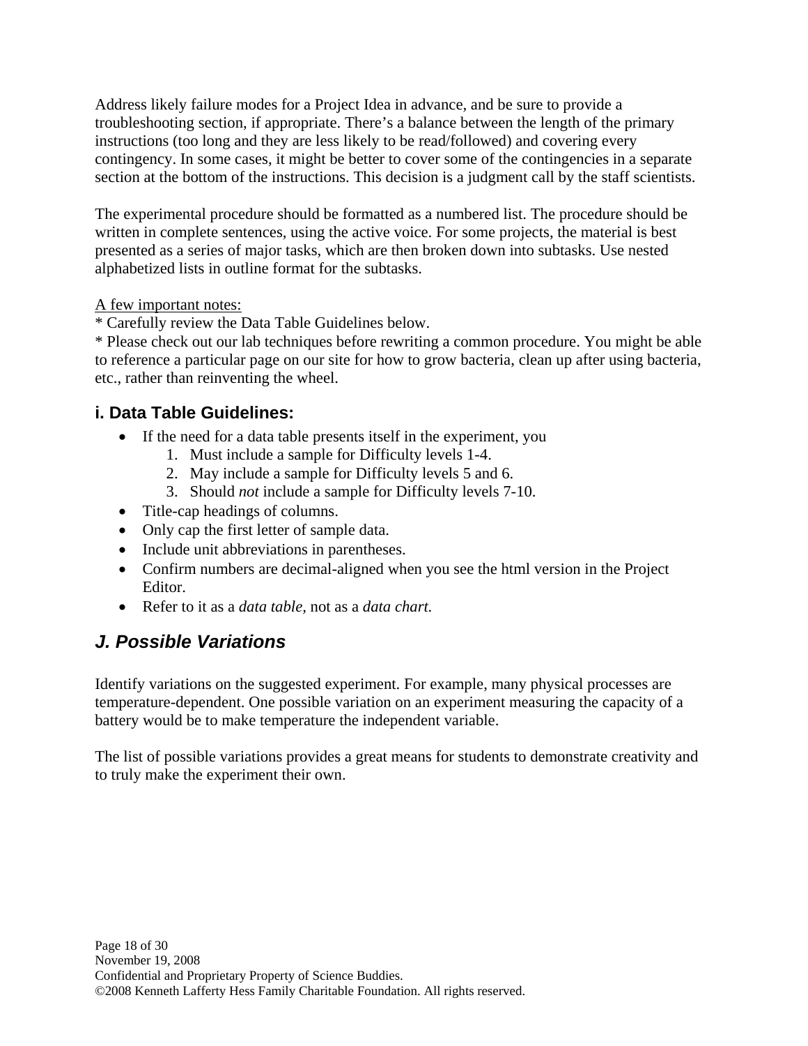Address likely failure modes for a Project Idea in advance, and be sure to provide a troubleshooting section, if appropriate. There's a balance between the length of the primary instructions (too long and they are less likely to be read/followed) and covering every contingency. In some cases, it might be better to cover some of the contingencies in a separate section at the bottom of the instructions. This decision is a judgment call by the staff scientists.

The experimental procedure should be formatted as a numbered list. The procedure should be written in complete sentences, using the active voice. For some projects, the material is best presented as a series of major tasks, which are then broken down into subtasks. Use nested alphabetized lists in outline format for the subtasks.

<u>A few important notes:</u>
* Carefully review the Data Table Guidelines below.
* Please check out our lab techniques before rewriting a common procedure. You might be able to reference a particular page on our site for how to grow bacteria, clean up after using bacteria, etc., rather than reinventing the wheel.

### i. Data Table Guidelines:

- If the need for a data table presents itself in the experiment, you
    1. Must include a sample for Difficulty levels 1-4.
    2. May include a sample for Difficulty levels 5 and 6.
    3. Should *not* include a sample for Difficulty levels 7-10.
- Title-cap headings of columns.
- Only cap the first letter of sample data.
- Include unit abbreviations in parentheses.
- Confirm numbers are decimal-aligned when you see the html version in the Project Editor.
- Refer to it as a *data table*, not as a *data chart*.

## *J. Possible Variations*

Identify variations on the suggested experiment. For example, many physical processes are temperature-dependent. One possible variation on an experiment measuring the capacity of a battery would be to make temperature the independent variable.

The list of possible variations provides a great means for students to demonstrate creativity and to truly make the experiment their own.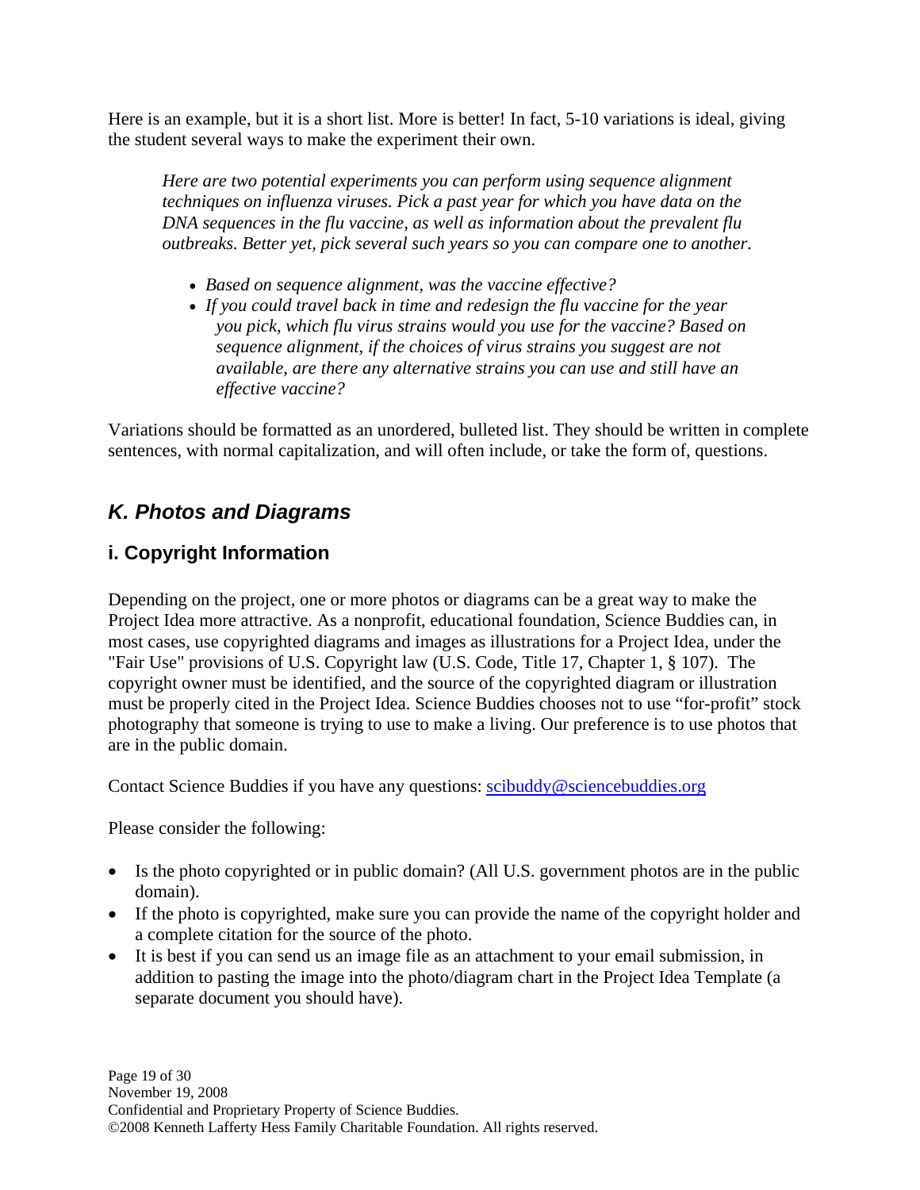Here is an example, but it is a short list. More is better! In fact, 5-10 variations is ideal, giving the student several ways to make the experiment their own.

> *Here are two potential experiments you can perform using sequence alignment techniques on influenza viruses. Pick a past year for which you have data on the DNA sequences in the flu vaccine, as well as information about the prevalent flu outbreaks. Better yet, pick several such years so you can compare one to another.*
>
> - *Based on sequence alignment, was the vaccine effective?*
> - *If you could travel back in time and redesign the flu vaccine for the year you pick, which flu virus strains would you use for the vaccine? Based on sequence alignment, if the choices of virus strains you suggest are not available, are there any alternative strains you can use and still have an effective vaccine?*

Variations should be formatted as an unordered, bulleted list. They should be written in complete sentences, with normal capitalization, and will often include, or take the form of, questions.

## *K. Photos and Diagrams*

### i. Copyright Information

Depending on the project, one or more photos or diagrams can be a great way to make the Project Idea more attractive. As a nonprofit, educational foundation, Science Buddies can, in most cases, use copyrighted diagrams and images as illustrations for a Project Idea, under the "Fair Use" provisions of U.S. Copyright law (U.S. Code, Title 17, Chapter 1, § 107). The copyright owner must be identified, and the source of the copyrighted diagram or illustration must be properly cited in the Project Idea. Science Buddies chooses not to use "for-profit" stock photography that someone is trying to use to make a living. Our preference is to use photos that are in the public domain.

Contact Science Buddies if you have any questions: scibuddy@sciencebuddies.org

Please consider the following:

- Is the photo copyrighted or in public domain? (All U.S. government photos are in the public domain).
- If the photo is copyrighted, make sure you can provide the name of the copyright holder and a complete citation for the source of the photo.
- It is best if you can send us an image file as an attachment to your email submission, in addition to pasting the image into the photo/diagram chart in the Project Idea Template (a separate document you should have).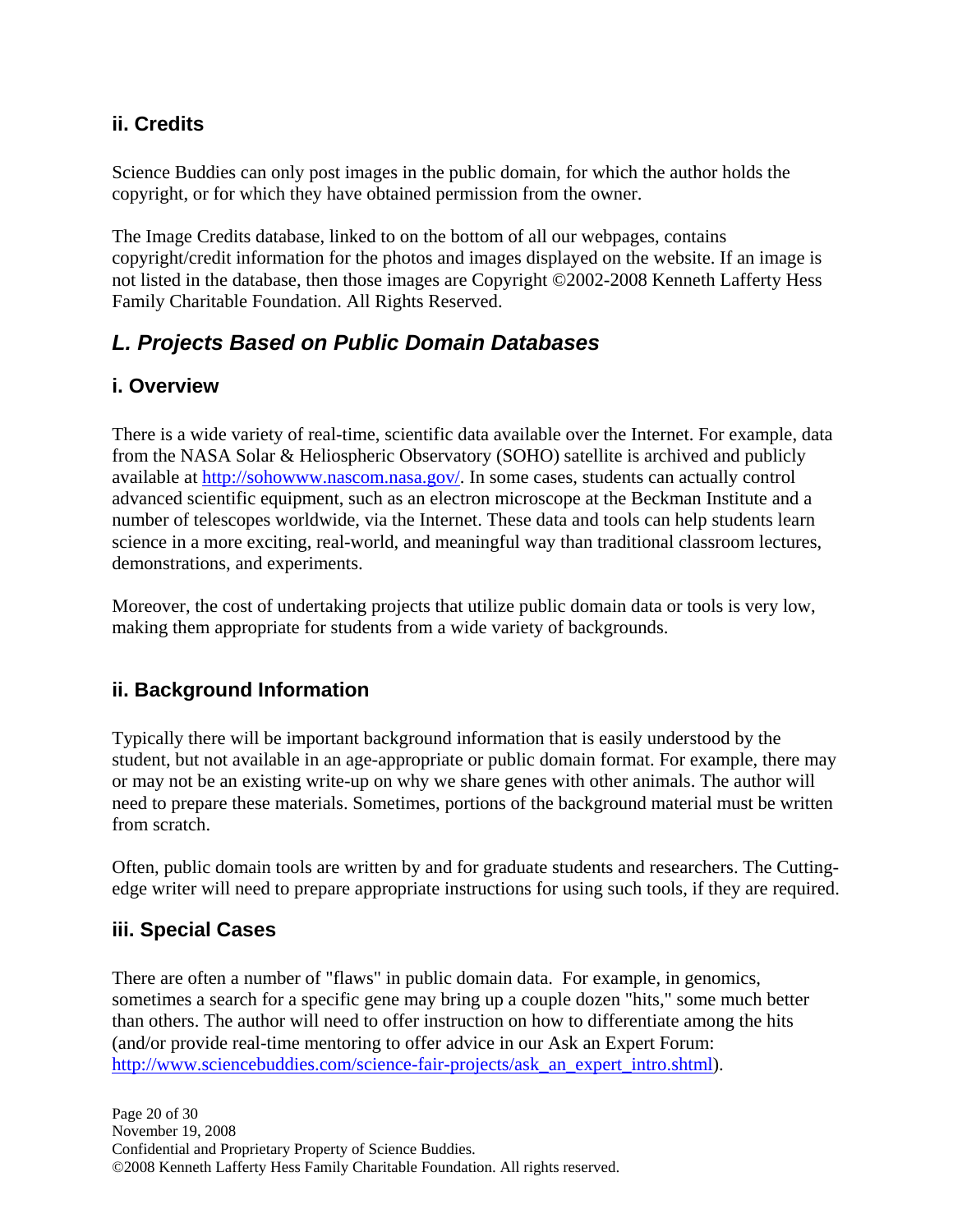### ii. Credits

Science Buddies can only post images in the public domain, for which the author holds the copyright, or for which they have obtained permission from the owner.

The Image Credits database, linked to on the bottom of all our webpages, contains copyright/credit information for the photos and images displayed on the website. If an image is not listed in the database, then those images are Copyright ©2002-2008 Kenneth Lafferty Hess Family Charitable Foundation. All Rights Reserved.

## *L. Projects Based on Public Domain Databases*

### i. Overview

There is a wide variety of real-time, scientific data available over the Internet. For example, data from the NASA Solar & Heliospheric Observatory (SOHO) satellite is archived and publicly available at [http://sohowww.nascom.nasa.gov/](http://sohowww.nascom.nasa.gov/). In some cases, students can actually control advanced scientific equipment, such as an electron microscope at the Beckman Institute and a number of telescopes worldwide, via the Internet. These data and tools can help students learn science in a more exciting, real-world, and meaningful way than traditional classroom lectures, demonstrations, and experiments.

Moreover, the cost of undertaking projects that utilize public domain data or tools is very low, making them appropriate for students from a wide variety of backgrounds.

### ii. Background Information

Typically there will be important background information that is easily understood by the student, but not available in an age-appropriate or public domain format. For example, there may or may not be an existing write-up on why we share genes with other animals. The author will need to prepare these materials. Sometimes, portions of the background material must be written from scratch.

Often, public domain tools are written by and for graduate students and researchers. The Cutting-edge writer will need to prepare appropriate instructions for using such tools, if they are required.

### iii. Special Cases

There are often a number of "flaws" in public domain data. For example, in genomics, sometimes a search for a specific gene may bring up a couple dozen "hits," some much better than others. The author will need to offer instruction on how to differentiate among the hits (and/or provide real-time mentoring to offer advice in our Ask an Expert Forum: [http://www.sciencebuddies.com/science-fair-projects/ask_an_expert_intro.shtml](http://www.sciencebuddies.com/science-fair-projects/ask_an_expert_intro.shtml)).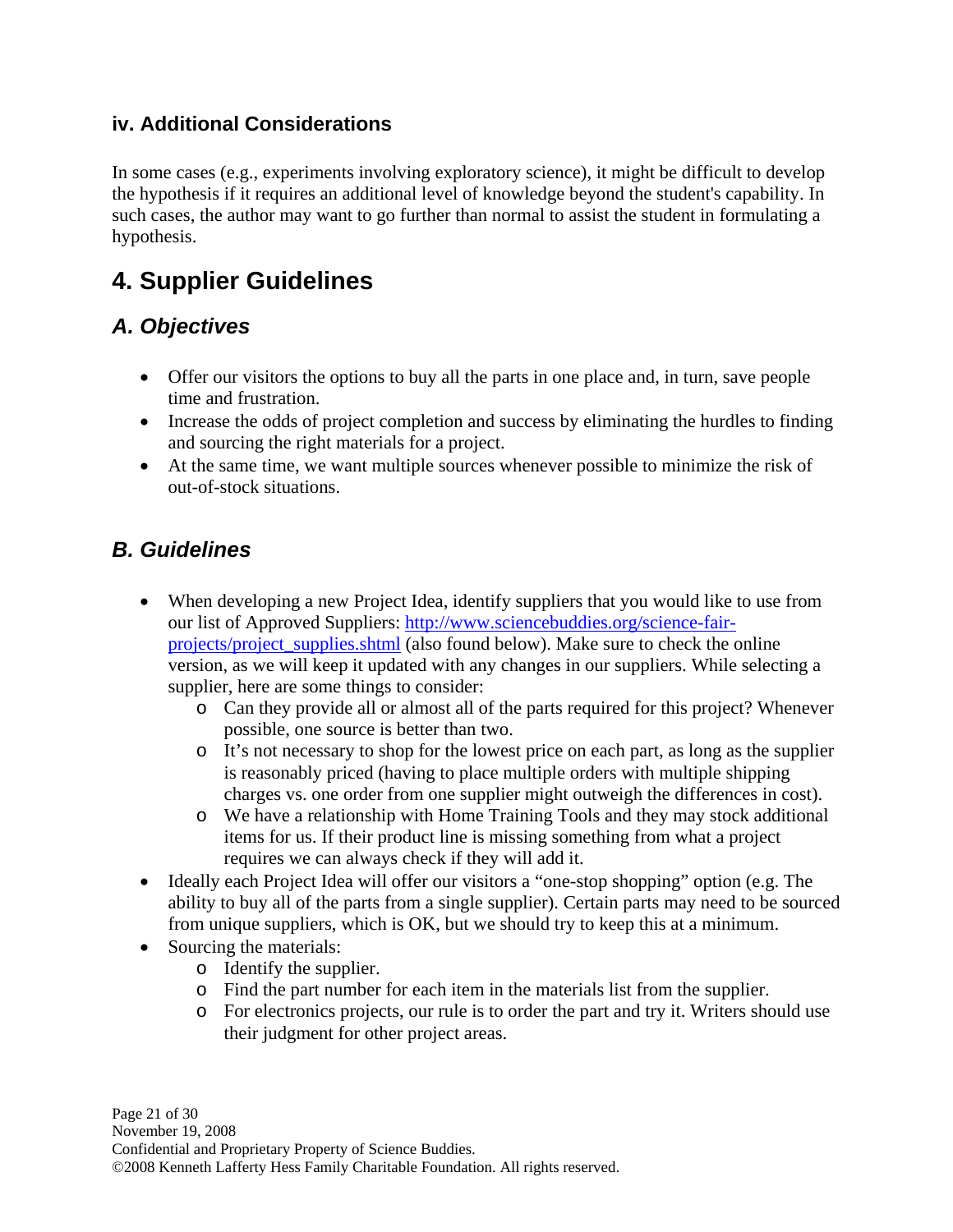### iv. Additional Considerations

In some cases (e.g., experiments involving exploratory science), it might be difficult to develop the hypothesis if it requires an additional level of knowledge beyond the student's capability. In such cases, the author may want to go further than normal to assist the student in formulating a hypothesis.

# 4. Supplier Guidelines

## *A. Objectives*

- Offer our visitors the options to buy all the parts in one place and, in turn, save people time and frustration.
- Increase the odds of project completion and success by eliminating the hurdles to finding and sourcing the right materials for a project.
- At the same time, we want multiple sources whenever possible to minimize the risk of out-of-stock situations.

## *B. Guidelines*

- When developing a new Project Idea, identify suppliers that you would like to use from our list of Approved Suppliers: [http://www.sciencebuddies.org/science-fair-projects/project_supplies.shtml](http://www.sciencebuddies.org/science-fair-projects/project_supplies.shtml) (also found below). Make sure to check the online version, as we will keep it updated with any changes in our suppliers. While selecting a supplier, here are some things to consider:
  - Can they provide all or almost all of the parts required for this project? Whenever possible, one source is better than two.
  - It's not necessary to shop for the lowest price on each part, as long as the supplier is reasonably priced (having to place multiple orders with multiple shipping charges vs. one order from one supplier might outweigh the differences in cost).
  - We have a relationship with Home Training Tools and they may stock additional items for us. If their product line is missing something from what a project requires we can always check if they will add it.
- Ideally each Project Idea will offer our visitors a "one-stop shopping" option (e.g. The ability to buy all of the parts from a single supplier). Certain parts may need to be sourced from unique suppliers, which is OK, but we should try to keep this at a minimum.
- Sourcing the materials:
  - Identify the supplier.
  - Find the part number for each item in the materials list from the supplier.
  - For electronics projects, our rule is to order the part and try it. Writers should use their judgment for other project areas.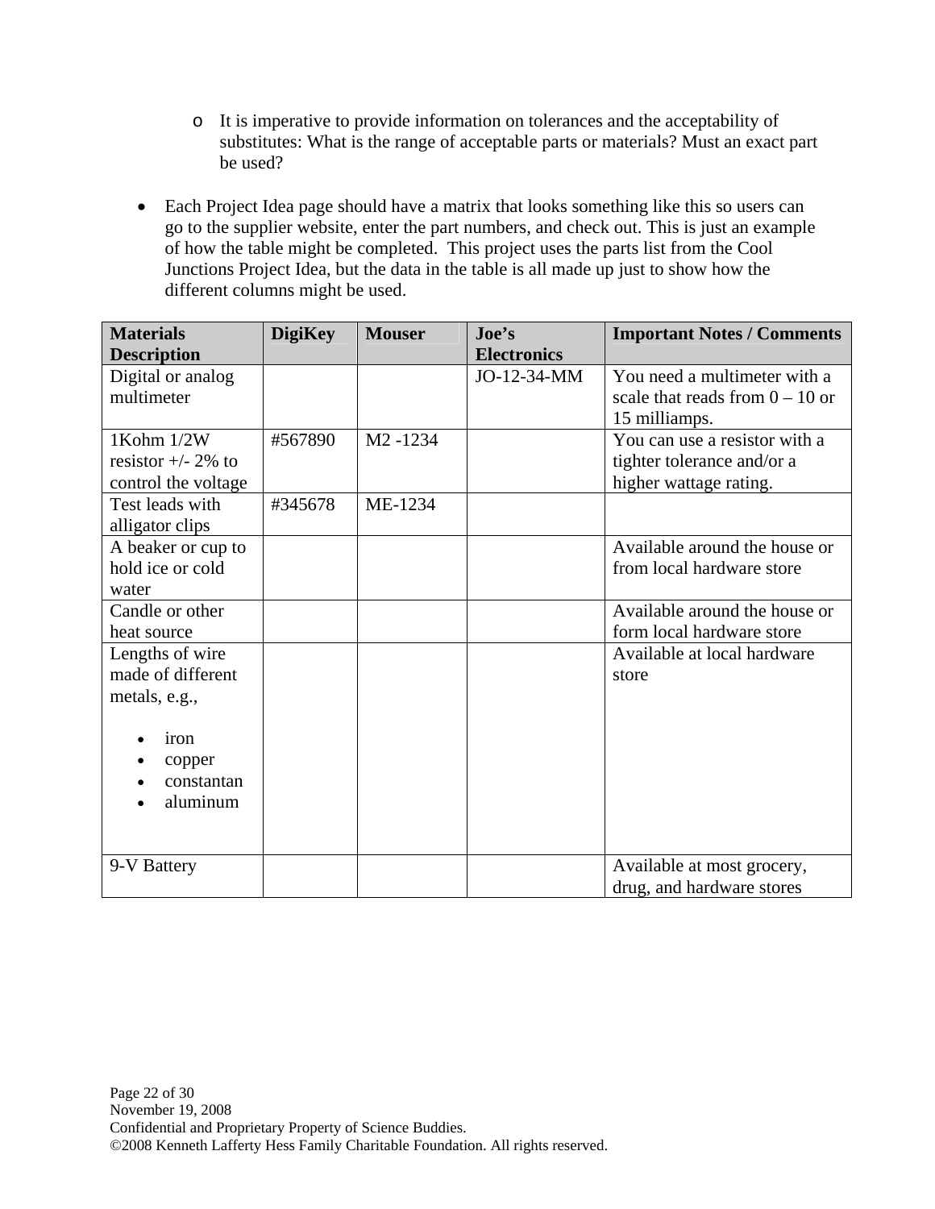- It is imperative to provide information on tolerances and the acceptability of substitutes: What is the range of acceptable parts or materials? Must an exact part be used?

- Each Project Idea page should have a matrix that looks something like this so users can go to the supplier website, enter the part numbers, and check out. This is just an example of how the table might be completed. This project uses the parts list from the Cool Junctions Project Idea, but the data in the table is all made up just to show how the different columns might be used.

| Materials Description | DigiKey | Mouser | Joe's Electronics | Important Notes / Comments |
|---|---|---|---|---|
| Digital or analog multimeter | | | JO-12-34-MM | You need a multimeter with a scale that reads from 0 – 10 or 15 milliamps. |
| 1Kohm 1/2W resistor +/- 2% to control the voltage | #567890 | M2 -1234 | | You can use a resistor with a tighter tolerance and/or a higher wattage rating. |
| Test leads with alligator clips | #345678 | ME-1234 | | |
| A beaker or cup to hold ice or cold water | | | | Available around the house or from local hardware store |
| Candle or other heat source | | | | Available around the house or form local hardware store |
| Lengths of wire made of different metals, e.g.,<br>• iron<br>• copper<br>• constantan<br>• aluminum | | | | Available at local hardware store |
| 9-V Battery | | | | Available at most grocery, drug, and hardware stores |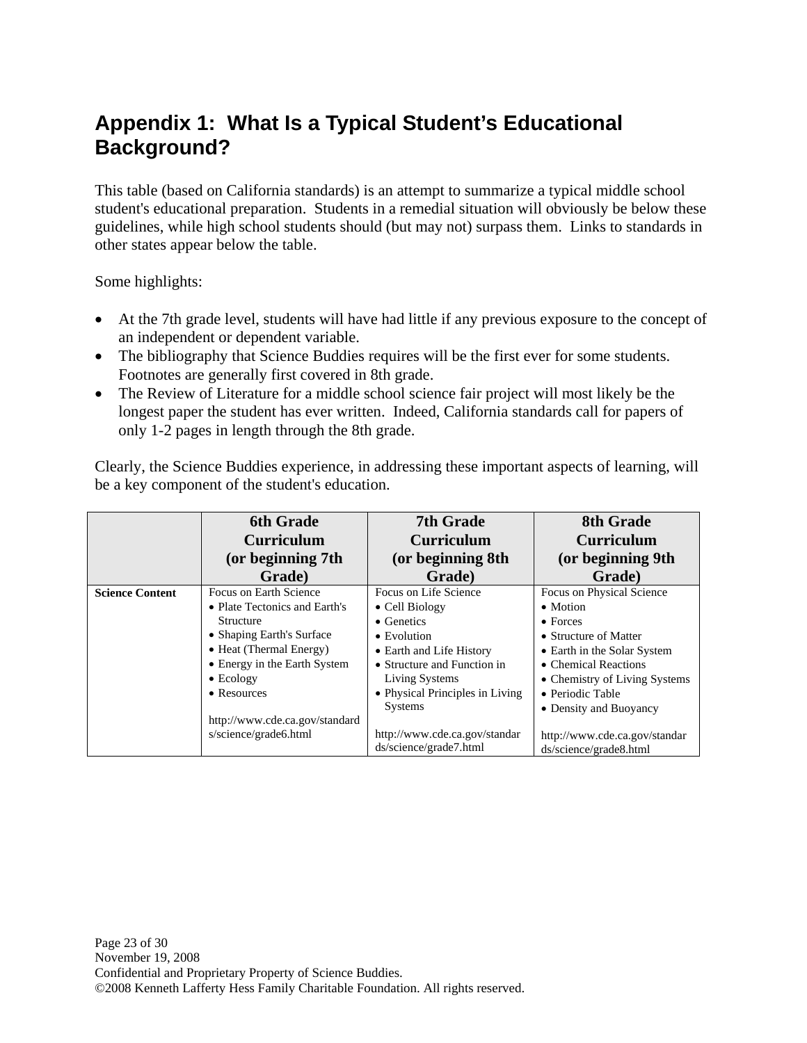# Appendix 1: What Is a Typical Student's Educational Background?

This table (based on California standards) is an attempt to summarize a typical middle school student's educational preparation. Students in a remedial situation will obviously be below these guidelines, while high school students should (but may not) surpass them. Links to standards in other states appear below the table.

Some highlights:

- At the 7th grade level, students will have had little if any previous exposure to the concept of an independent or dependent variable.
- The bibliography that Science Buddies requires will be the first ever for some students. Footnotes are generally first covered in 8th grade.
- The Review of Literature for a middle school science fair project will most likely be the longest paper the student has ever written. Indeed, California standards call for papers of only 1-2 pages in length through the 8th grade.

Clearly, the Science Buddies experience, in addressing these important aspects of learning, will be a key component of the student's education.

| | 6th Grade Curriculum (or beginning 7th Grade) | 7th Grade Curriculum (or beginning 8th Grade) | 8th Grade Curriculum (or beginning 9th Grade) |
|---|---|---|---|
| **Science Content** | Focus on Earth Science<br>• Plate Tectonics and Earth's Structure<br>• Shaping Earth's Surface<br>• Heat (Thermal Energy)<br>• Energy in the Earth System<br>• Ecology<br>• Resources<br><br>http://www.cde.ca.gov/standards/science/grade6.html | Focus on Life Science<br>• Cell Biology<br>• Genetics<br>• Evolution<br>• Earth and Life History<br>• Structure and Function in Living Systems<br>• Physical Principles in Living Systems<br><br>http://www.cde.ca.gov/standards/science/grade7.html | Focus on Physical Science<br>• Motion<br>• Forces<br>• Structure of Matter<br>• Earth in the Solar System<br>• Chemical Reactions<br>• Chemistry of Living Systems<br>• Periodic Table<br>• Density and Buoyancy<br><br>http://www.cde.ca.gov/standards/science/grade8.html |

November 19, 2008
Confidential and Proprietary Property of Science Buddies.
©2008 Kenneth Lafferty Hess Family Charitable Foundation. All rights reserved.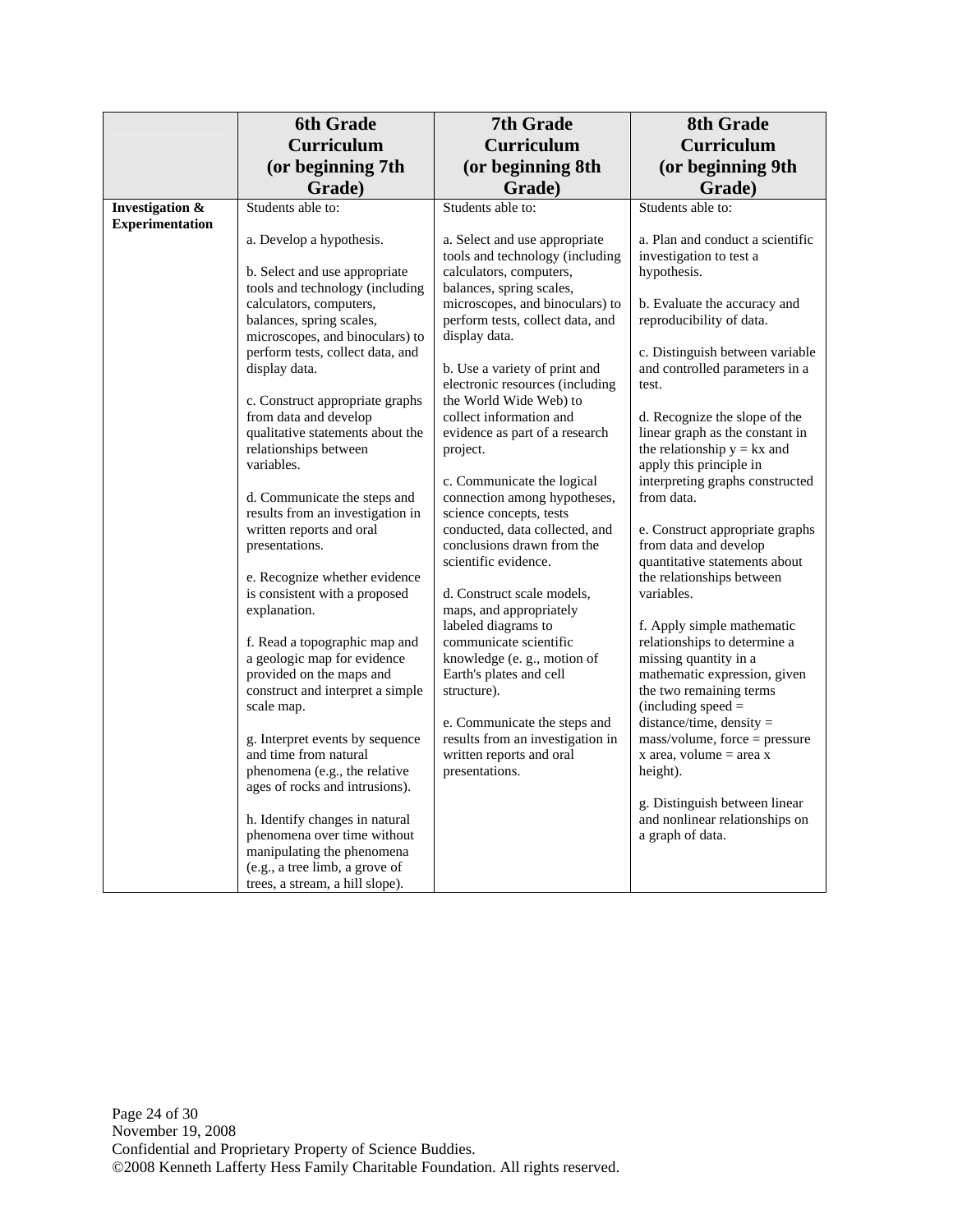| | 6th Grade Curriculum (or beginning 7th Grade) | 7th Grade Curriculum (or beginning 8th Grade) | 8th Grade Curriculum (or beginning 9th Grade) |
|---|---|---|---|
| **Investigation & Experimentation** | Students able to:<br><br>a. Develop a hypothesis.<br><br>b. Select and use appropriate tools and technology (including calculators, computers, balances, spring scales, microscopes, and binoculars) to perform tests, collect data, and display data.<br><br>c. Construct appropriate graphs from data and develop qualitative statements about the relationships between variables.<br><br>d. Communicate the steps and results from an investigation in written reports and oral presentations.<br><br>e. Recognize whether evidence is consistent with a proposed explanation.<br><br>f. Read a topographic map and a geologic map for evidence provided on the maps and construct and interpret a simple scale map.<br><br>g. Interpret events by sequence and time from natural phenomena (e.g., the relative ages of rocks and intrusions).<br><br>h. Identify changes in natural phenomena over time without manipulating the phenomena (e.g., a tree limb, a grove of trees, a stream, a hill slope). | Students able to:<br><br>a. Select and use appropriate tools and technology (including calculators, computers, balances, spring scales, microscopes, and binoculars) to perform tests, collect data, and display data.<br><br>b. Use a variety of print and electronic resources (including the World Wide Web) to collect information and evidence as part of a research project.<br><br>c. Communicate the logical connection among hypotheses, science concepts, tests conducted, data collected, and conclusions drawn from the scientific evidence.<br><br>d. Construct scale models, maps, and appropriately labeled diagrams to communicate scientific knowledge (e. g., motion of Earth's plates and cell structure).<br><br>e. Communicate the steps and results from an investigation in written reports and oral presentations. | Students able to:<br><br>a. Plan and conduct a scientific investigation to test a hypothesis.<br><br>b. Evaluate the accuracy and reproducibility of data.<br><br>c. Distinguish between variable and controlled parameters in a test.<br><br>d. Recognize the slope of the linear graph as the constant in the relationship $y = kx$ and apply this principle in interpreting graphs constructed from data.<br><br>e. Construct appropriate graphs from data and develop quantitative statements about the relationships between variables.<br><br>f. Apply simple mathematic relationships to determine a missing quantity in a mathematic expression, given the two remaining terms (including speed = distance/time, density = mass/volume, force = pressure x area, volume = area x height).<br><br>g. Distinguish between linear and nonlinear relationships on a graph of data. |

November 19, 2008
Confidential and Proprietary Property of Science Buddies.
©2008 Kenneth Lafferty Hess Family Charitable Foundation. All rights reserved.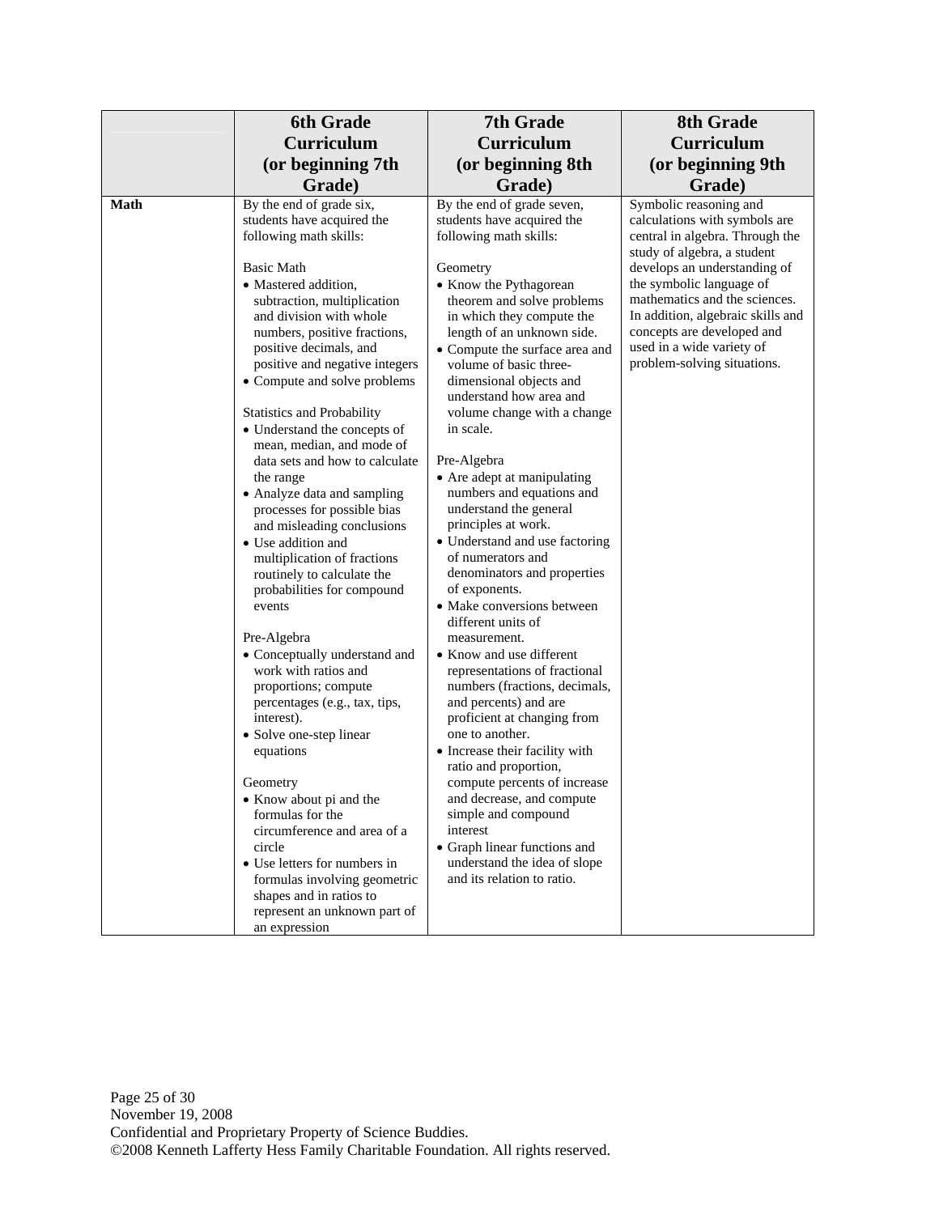| | 6th Grade Curriculum (or beginning 7th Grade) | 7th Grade Curriculum (or beginning 8th Grade) | 8th Grade Curriculum (or beginning 9th Grade) |
|---|---|---|---|
| **Math** | By the end of grade six, students have acquired the following math skills:<br><br>Basic Math<br>• Mastered addition, subtraction, multiplication and division with whole numbers, positive fractions, positive decimals, and positive and negative integers<br>• Compute and solve problems<br><br>Statistics and Probability<br>• Understand the concepts of mean, median, and mode of data sets and how to calculate the range<br>• Analyze data and sampling processes for possible bias and misleading conclusions<br>• Use addition and multiplication of fractions routinely to calculate the probabilities for compound events<br><br>Pre-Algebra<br>• Conceptually understand and work with ratios and proportions; compute percentages (e.g., tax, tips, interest).<br>• Solve one-step linear equations<br><br>Geometry<br>• Know about pi and the formulas for the circumference and area of a circle<br>• Use letters for numbers in formulas involving geometric shapes and in ratios to represent an unknown part of an expression | By the end of grade seven, students have acquired the following math skills:<br><br>Geometry<br>• Know the Pythagorean theorem and solve problems in which they compute the length of an unknown side.<br>• Compute the surface area and volume of basic three-dimensional objects and understand how area and volume change with a change in scale.<br><br>Pre-Algebra<br>• Are adept at manipulating numbers and equations and understand the general principles at work.<br>• Understand and use factoring of numerators and denominators and properties of exponents.<br>• Make conversions between different units of measurement.<br>• Know and use different representations of fractional numbers (fractions, decimals, and percents) and are proficient at changing from one to another.<br>• Increase their facility with ratio and proportion, compute percents of increase and decrease, and compute simple and compound interest<br>• Graph linear functions and understand the idea of slope and its relation to ratio. | Symbolic reasoning and calculations with symbols are central in algebra. Through the study of algebra, a student develops an understanding of the symbolic language of mathematics and the sciences. In addition, algebraic skills and concepts are developed and used in a wide variety of problem-solving situations. |

November 19, 2008
Confidential and Proprietary Property of Science Buddies.
©2008 Kenneth Lafferty Hess Family Charitable Foundation. All rights reserved.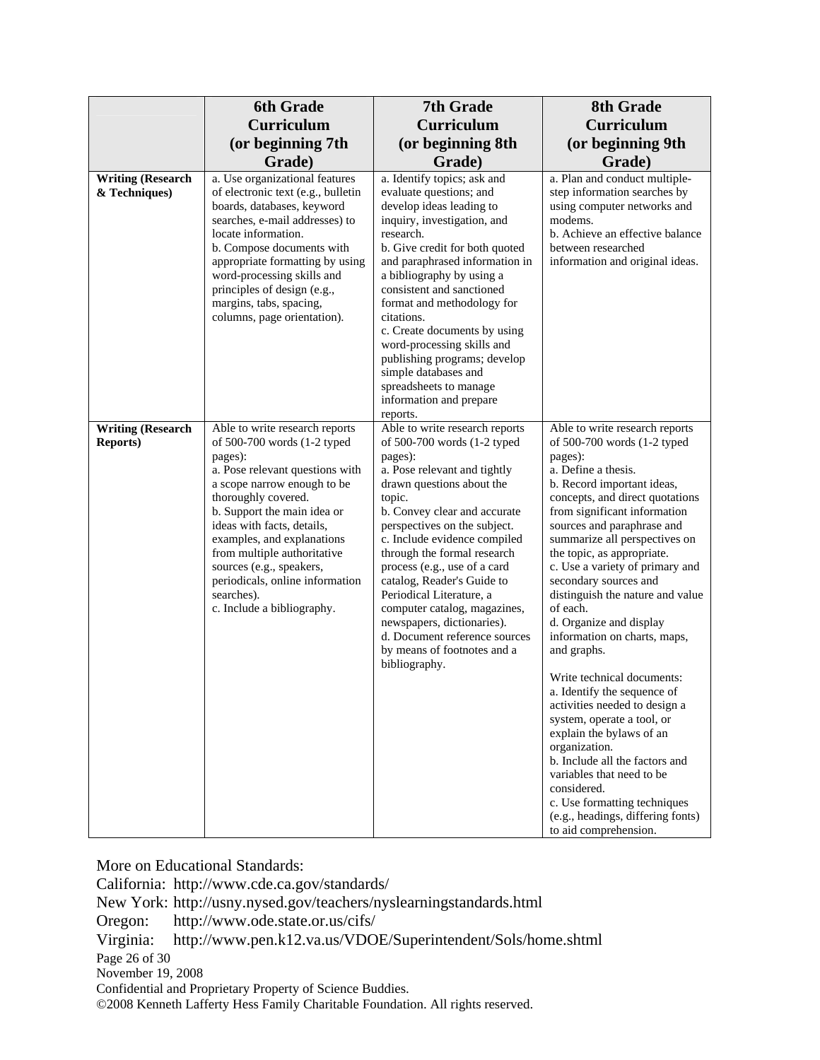| | 6th Grade Curriculum (or beginning 7th Grade) | 7th Grade Curriculum (or beginning 8th Grade) | 8th Grade Curriculum (or beginning 9th Grade) |
|---|---|---|---|
| **Writing (Research & Techniques)** | a. Use organizational features of electronic text (e.g., bulletin boards, databases, keyword searches, e-mail addresses) to locate information.<br>b. Compose documents with appropriate formatting by using word-processing skills and principles of design (e.g., margins, tabs, spacing, columns, page orientation). | a. Identify topics; ask and evaluate questions; and develop ideas leading to inquiry, investigation, and research.<br>b. Give credit for both quoted and paraphrased information in a bibliography by using a consistent and sanctioned format and methodology for citations.<br>c. Create documents by using word-processing skills and publishing programs; develop simple databases and spreadsheets to manage information and prepare reports. | a. Plan and conduct multiple-step information searches by using computer networks and modems.<br>b. Achieve an effective balance between researched information and original ideas. |
| **Writing (Research Reports)** | Able to write research reports of 500-700 words (1-2 typed pages):<br>a. Pose relevant questions with a scope narrow enough to be thoroughly covered.<br>b. Support the main idea or ideas with facts, details, examples, and explanations from multiple authoritative sources (e.g., speakers, periodicals, online information searches).<br>c. Include a bibliography. | Able to write research reports of 500-700 words (1-2 typed pages):<br>a. Pose relevant and tightly drawn questions about the topic.<br>b. Convey clear and accurate perspectives on the subject.<br>c. Include evidence compiled through the formal research process (e.g., use of a card catalog, Reader's Guide to Periodical Literature, a computer catalog, magazines, newspapers, dictionaries).<br>d. Document reference sources by means of footnotes and a bibliography. | Able to write research reports of 500-700 words (1-2 typed pages):<br>a. Define a thesis.<br>b. Record important ideas, concepts, and direct quotations from significant information sources and paraphrase and summarize all perspectives on the topic, as appropriate.<br>c. Use a variety of primary and secondary sources and distinguish the nature and value of each.<br>d. Organize and display information on charts, maps, and graphs.<br><br>Write technical documents:<br>a. Identify the sequence of activities needed to design a system, operate a tool, or explain the bylaws of an organization.<br>b. Include all the factors and variables that need to be considered.<br>c. Use formatting techniques (e.g., headings, differing fonts) to aid comprehension. |

More on Educational Standards:
California: http://www.cde.ca.gov/standards/
New York: http://usny.nysed.gov/teachers/nyslearningstandards.html
Oregon: http://www.ode.state.or.us/cifs/
Virginia: http://www.pen.k12.va.us/VDOE/Superintendent/Sols/home.shtml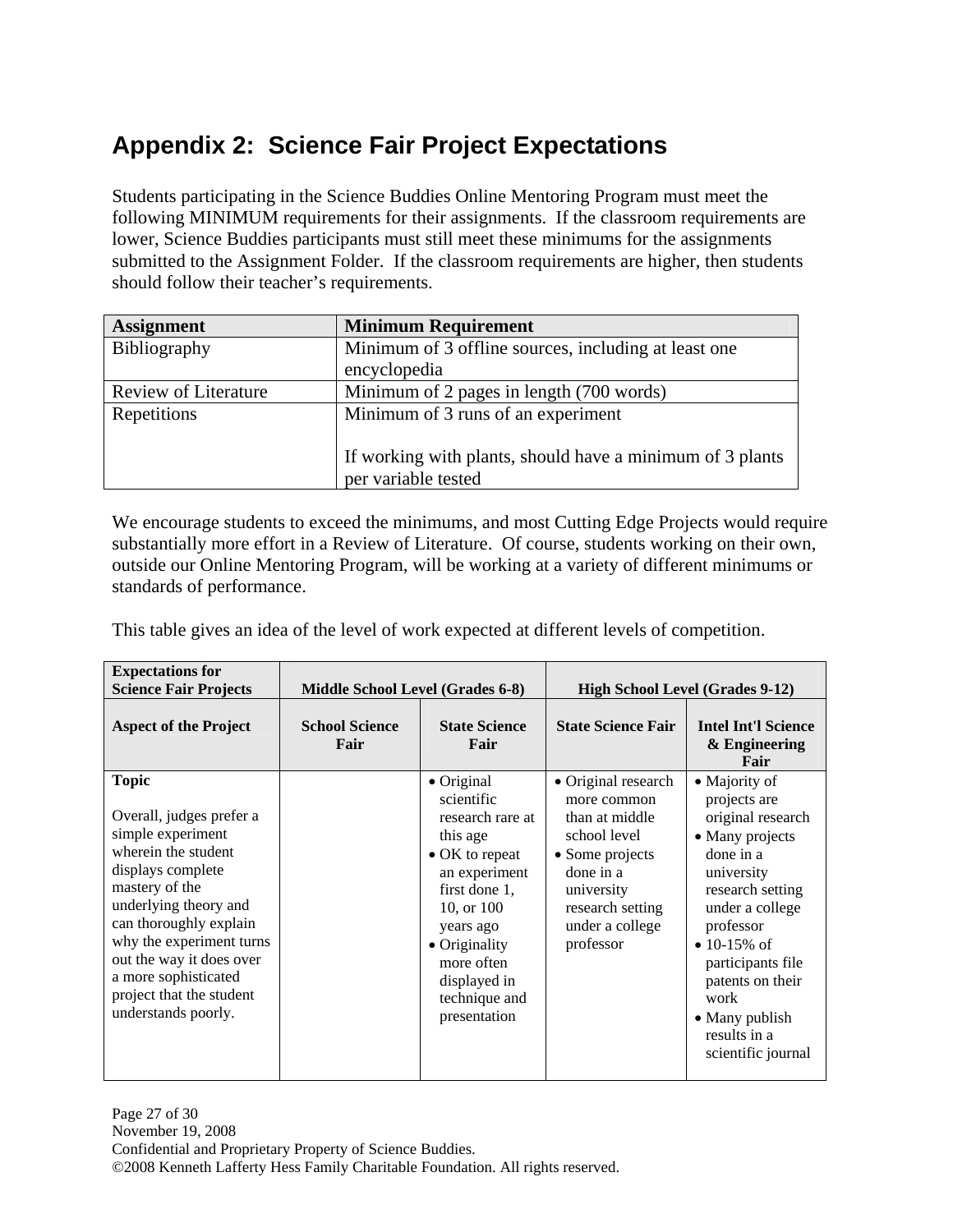## Appendix 2: Science Fair Project Expectations

Students participating in the Science Buddies Online Mentoring Program must meet the following MINIMUM requirements for their assignments. If the classroom requirements are lower, Science Buddies participants must still meet these minimums for the assignments submitted to the Assignment Folder. If the classroom requirements are higher, then students should follow their teacher's requirements.

| Assignment | Minimum Requirement |
|---|---|
| Bibliography | Minimum of 3 offline sources, including at least one encyclopedia |
| Review of Literature | Minimum of 2 pages in length (700 words) |
| Repetitions | Minimum of 3 runs of an experiment<br><br>If working with plants, should have a minimum of 3 plants per variable tested |

We encourage students to exceed the minimums, and most Cutting Edge Projects would require substantially more effort in a Review of Literature. Of course, students working on their own, outside our Online Mentoring Program, will be working at a variety of different minimums or standards of performance.

This table gives an idea of the level of work expected at different levels of competition.

| **Expectations for Science Fair Projects** | **Middle School Level (Grades 6-8)** | | **High School Level (Grades 9-12)** | |
|---|---|---|---|---|
| **Aspect of the Project** | **School Science Fair** | **State Science Fair** | **State Science Fair** | **Intel Int'l Science & Engineering Fair** |
| **Topic**<br><br>Overall, judges prefer a simple experiment wherein the student displays complete mastery of the underlying theory and can thoroughly explain why the experiment turns out the way it does over a more sophisticated project that the student understands poorly. | | • Original scientific research rare at this age<br>• OK to repeat an experiment first done 1, 10, or 100 years ago<br>• Originality more often displayed in technique and presentation | • Original research more common than at middle school level<br>• Some projects done in a university research setting under a college professor | • Majority of projects are original research<br>• Many projects done in a university research setting under a college professor<br>• 10-15% of participants file patents on their work<br>• Many publish results in a scientific journal |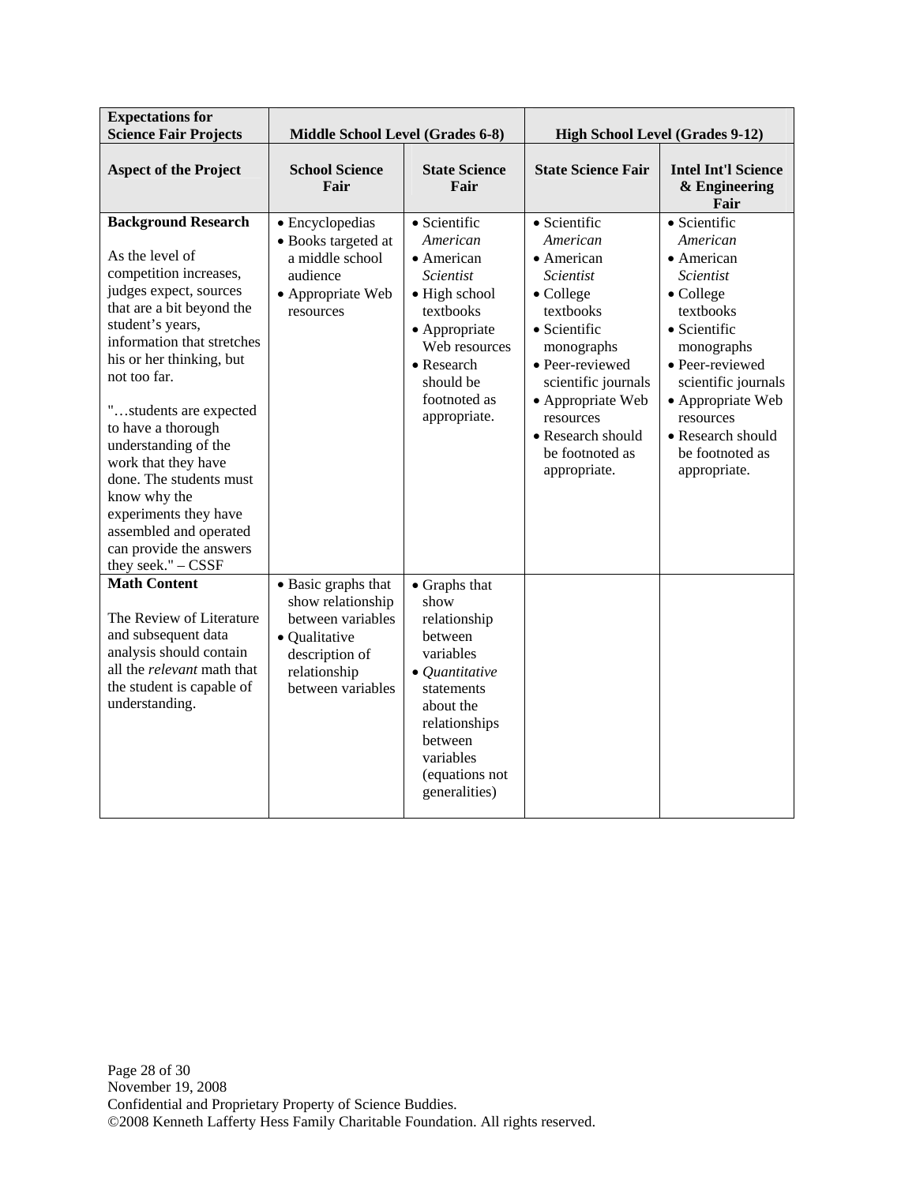| Expectations for Science Fair Projects | Middle School Level (Grades 6-8) | | High School Level (Grades 9-12) | |
|---|---|---|---|---|
| **Aspect of the Project** | **School Science Fair** | **State Science Fair** | **State Science Fair** | **Intel Int'l Science & Engineering Fair** |
| **Background Research**<br><br>As the level of competition increases, judges expect, sources that are a bit beyond the student's years, information that stretches his or her thinking, but not too far.<br><br>"…students are expected to have a thorough understanding of the work that they have done. The students must know why the experiments they have assembled and operated can provide the answers they seek." – CSSF | • Encyclopedias<br>• Books targeted at a middle school audience<br>• Appropriate Web resources | • Scientific *American*<br>• American *Scientist*<br>• High school textbooks<br>• Appropriate Web resources<br>• Research should be footnoted as appropriate. | • Scientific *American*<br>• American *Scientist*<br>• College textbooks<br>• Scientific monographs<br>• Peer-reviewed scientific journals<br>• Appropriate Web resources<br>• Research should be footnoted as appropriate. | • Scientific *American*<br>• American *Scientist*<br>• College textbooks<br>• Scientific monographs<br>• Peer-reviewed scientific journals<br>• Appropriate Web resources<br>• Research should be footnoted as appropriate. |
| **Math Content**<br><br>The Review of Literature and subsequent data analysis should contain all the *relevant* math that the student is capable of understanding. | • Basic graphs that show relationship between variables<br>• Qualitative description of relationship between variables | • Graphs that show relationship between variables<br>• *Quantitative* statements about the relationships between variables (equations not generalities) | | |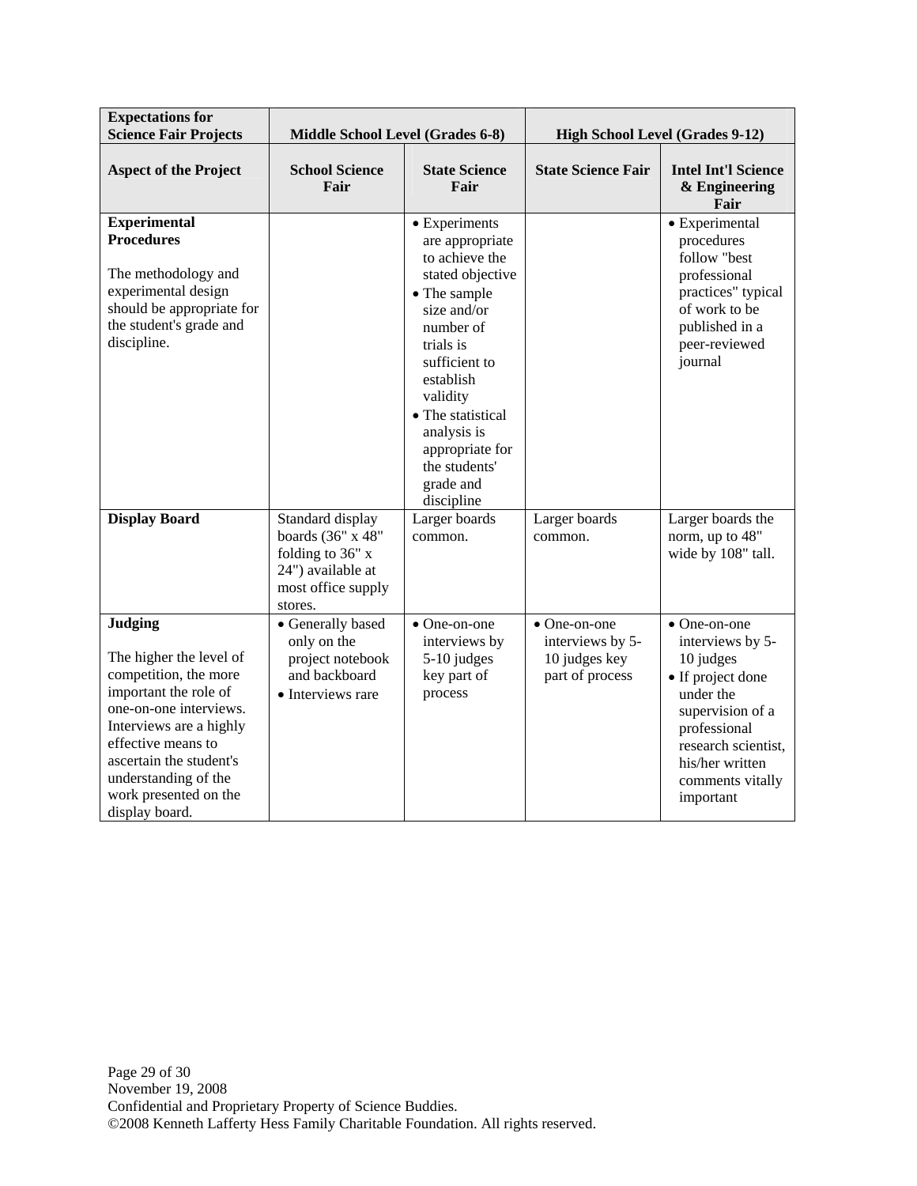| Expectations for Science Fair Projects | Middle School Level (Grades 6-8) | | High School Level (Grades 9-12) | |
|---|---|---|---|---|
| **Aspect of the Project** | **School Science Fair** | **State Science Fair** | **State Science Fair** | **Intel Int'l Science & Engineering Fair** |
| **Experimental Procedures**<br><br>The methodology and experimental design should be appropriate for the student's grade and discipline. | | • Experiments are appropriate to achieve the stated objective<br>• The sample size and/or number of trials is sufficient to establish validity<br>• The statistical analysis is appropriate for the students' grade and discipline | | • Experimental procedures follow "best professional practices" typical of work to be published in a peer-reviewed journal |
| **Display Board** | Standard display boards (36" x 48" folding to 36" x 24") available at most office supply stores. | Larger boards common. | Larger boards common. | Larger boards the norm, up to 48" wide by 108" tall. |
| **Judging**<br><br>The higher the level of competition, the more important the role of one-on-one interviews. Interviews are a highly effective means to ascertain the student's understanding of the work presented on the display board. | • Generally based only on the project notebook and backboard<br>• Interviews rare | • One-on-one interviews by 5-10 judges key part of process | • One-on-one interviews by 5-10 judges key part of process | • One-on-one interviews by 5-10 judges<br>• If project done under the supervision of a professional research scientist, his/her written comments vitally important |

November 19, 2008
Confidential and Proprietary Property of Science Buddies.
©2008 Kenneth Lafferty Hess Family Charitable Foundation. All rights reserved.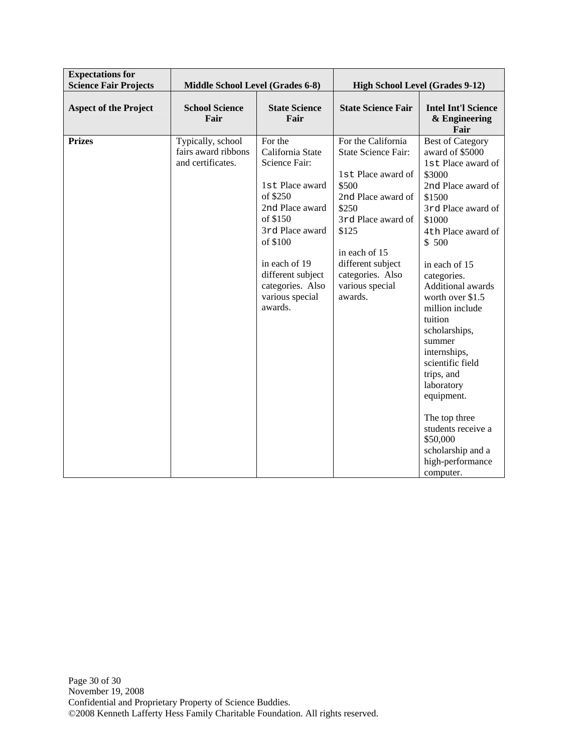| Expectations for Science Fair Projects | Middle School Level (Grades 6-8) | | High School Level (Grades 9-12) | |
|---|---|---|---|---|
| **Aspect of the Project** | **School Science Fair** | **State Science Fair** | **State Science Fair** | **Intel Int'l Science & Engineering Fair** |
| **Prizes** | Typically, school fairs award ribbons and certificates. | For the California State Science Fair:<br><br>1st Place award of \$250<br>2nd Place award of \$150<br>3rd Place award of \$100<br><br>in each of 19 different subject categories. Also various special awards. | For the California State Science Fair:<br><br>1st Place award of \$500<br>2nd Place award of \$250<br>3rd Place award of \$125<br><br>in each of 15 different subject categories. Also various special awards. | Best of Category award of \$5000<br>1st Place award of \$3000<br>2nd Place award of \$1500<br>3rd Place award of \$1000<br>4th Place award of \$ 500<br><br>in each of 15 categories. Additional awards worth over \$1.5 million include tuition scholarships, summer internships, scientific field trips, and laboratory equipment.<br><br>The top three students receive a \$50,000 scholarship and a high-performance computer. |

November 19, 2008
Confidential and Proprietary Property of Science Buddies.
©2008 Kenneth Lafferty Hess Family Charitable Foundation. All rights reserved.